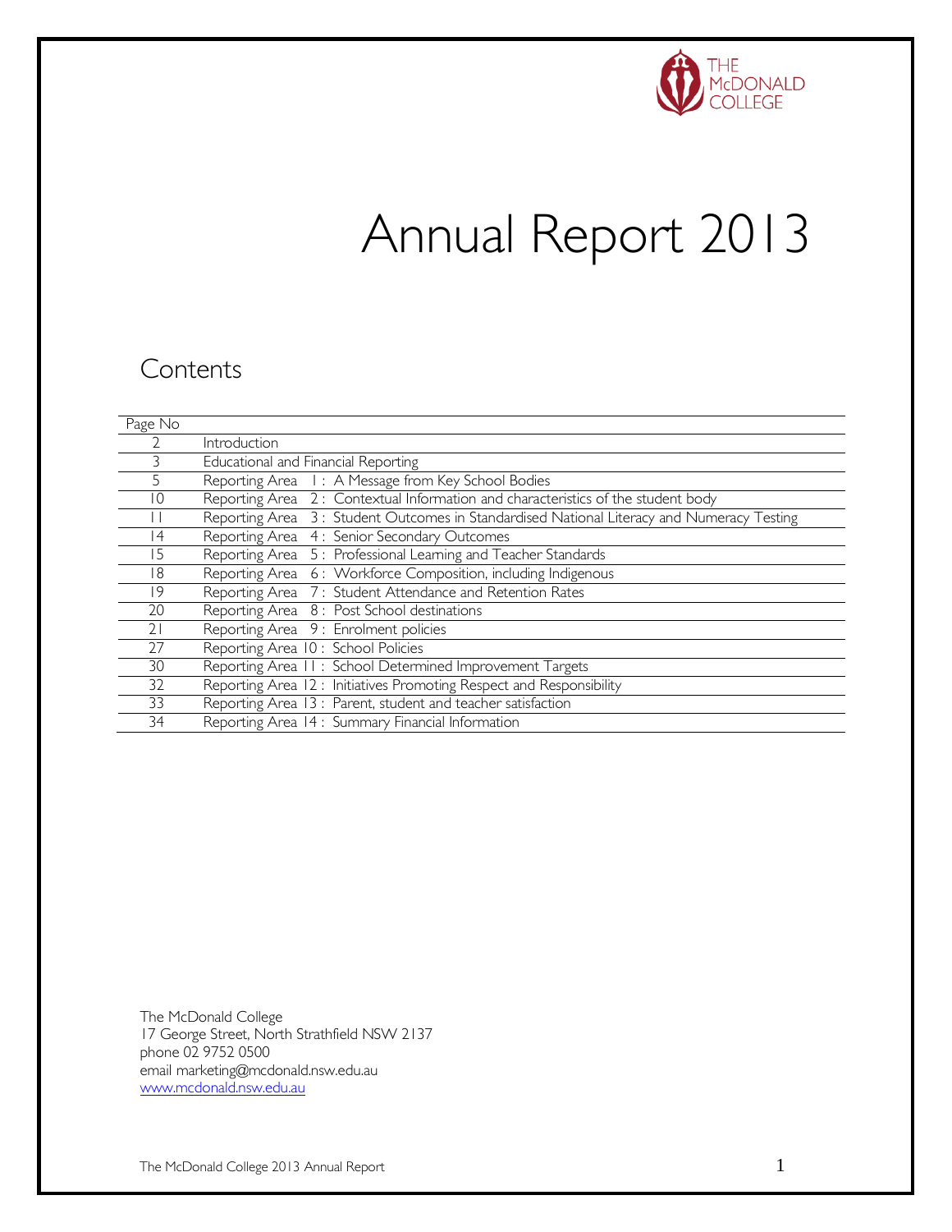THE McDONALD COLLEGE

# Annual Report 2013

## Contents

| Page No | |
|---|---|
| 2 | Introduction |
| 3 | Educational and Financial Reporting |
| 5 | Reporting Area 1 : A Message from Key School Bodies |
| 10 | Reporting Area 2 : Contextual Information and characteristics of the student body |
| 11 | Reporting Area 3 : Student Outcomes in Standardised National Literacy and Numeracy Testing |
| 14 | Reporting Area 4 : Senior Secondary Outcomes |
| 15 | Reporting Area 5 : Professional Learning and Teacher Standards |
| 18 | Reporting Area 6 : Workforce Composition, including Indigenous |
| 19 | Reporting Area 7 : Student Attendance and Retention Rates |
| 20 | Reporting Area 8 : Post School destinations |
| 21 | Reporting Area 9 : Enrolment policies |
| 27 | Reporting Area 10 : School Policies |
| 30 | Reporting Area 11 : School Determined Improvement Targets |
| 32 | Reporting Area 12 : Initiatives Promoting Respect and Responsibility |
| 33 | Reporting Area 13 : Parent, student and teacher satisfaction |
| 34 | Reporting Area 14 : Summary Financial Information |

The McDonald College
17 George Street, North Strathfield NSW 2137
phone 02 9752 0500
email marketing@mcdonald.nsw.edu.au
www.mcdonald.nsw.edu.au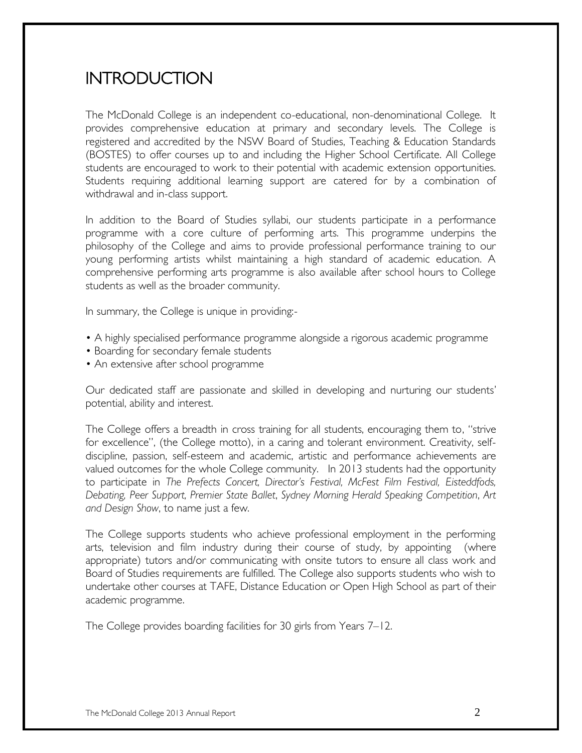# INTRODUCTION

The McDonald College is an independent co-educational, non-denominational College. It provides comprehensive education at primary and secondary levels. The College is registered and accredited by the NSW Board of Studies, Teaching & Education Standards (BOSTES) to offer courses up to and including the Higher School Certificate. All College students are encouraged to work to their potential with academic extension opportunities. Students requiring additional learning support are catered for by a combination of withdrawal and in-class support.

In addition to the Board of Studies syllabi, our students participate in a performance programme with a core culture of performing arts. This programme underpins the philosophy of the College and aims to provide professional performance training to our young performing artists whilst maintaining a high standard of academic education. A comprehensive performing arts programme is also available after school hours to College students as well as the broader community.

In summary, the College is unique in providing:-

- A highly specialised performance programme alongside a rigorous academic programme
- Boarding for secondary female students
- An extensive after school programme

Our dedicated staff are passionate and skilled in developing and nurturing our students' potential, ability and interest.

The College offers a breadth in cross training for all students, encouraging them to, "strive for excellence", (the College motto), in a caring and tolerant environment. Creativity, self-discipline, passion, self-esteem and academic, artistic and performance achievements are valued outcomes for the whole College community. In 2013 students had the opportunity to participate in *The Prefects Concert, Director's Festival, McFest Film Festival, Eisteddfods, Debating, Peer Support, Premier State Ballet*, *Sydney Morning Herald Speaking Competition*, *Art and Design Show*, to name just a few.

The College supports students who achieve professional employment in the performing arts, television and film industry during their course of study, by appointing (where appropriate) tutors and/or communicating with onsite tutors to ensure all class work and Board of Studies requirements are fulfilled. The College also supports students who wish to undertake other courses at TAFE, Distance Education or Open High School as part of their academic programme.

The College provides boarding facilities for 30 girls from Years 7–12.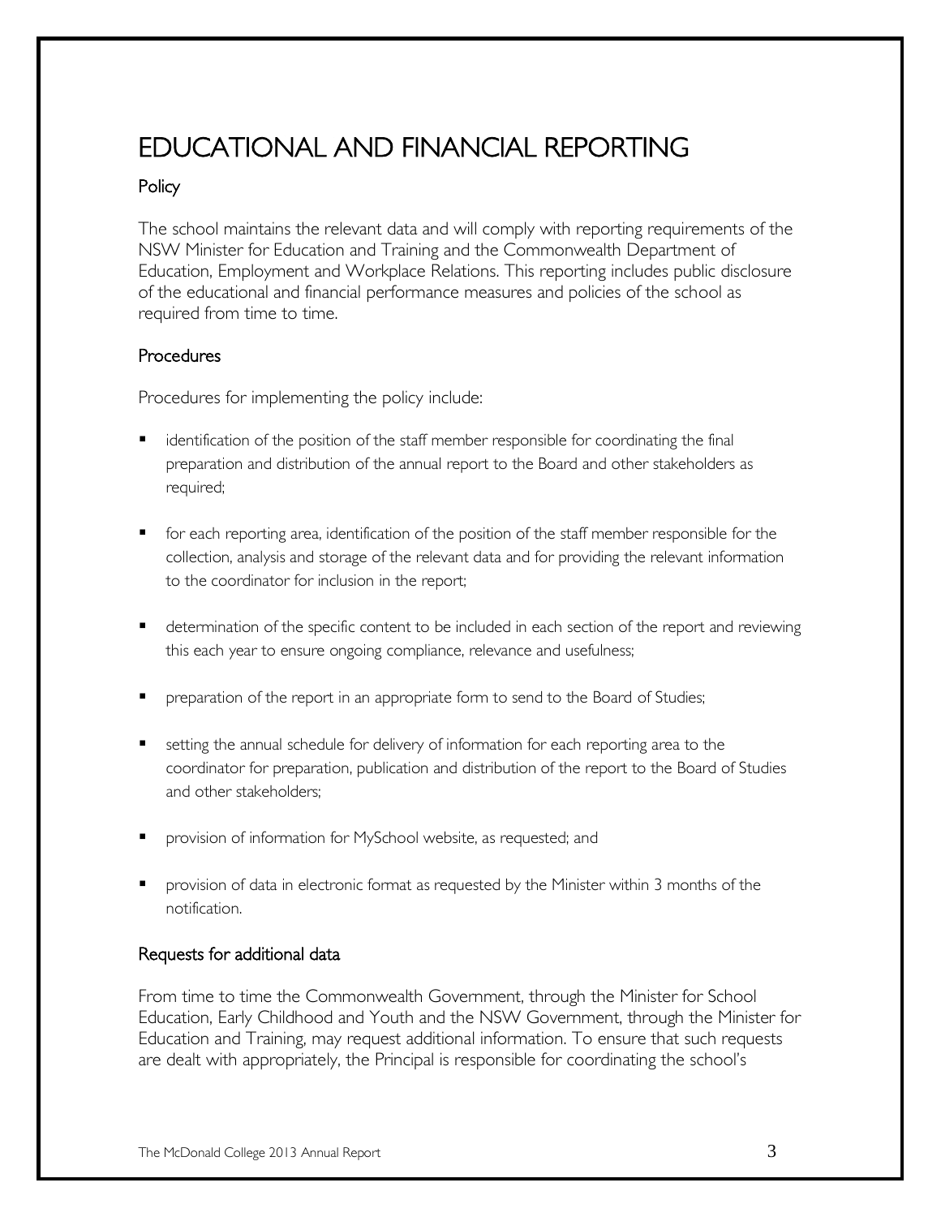# EDUCATIONAL AND FINANCIAL REPORTING

## Policy

The school maintains the relevant data and will comply with reporting requirements of the NSW Minister for Education and Training and the Commonwealth Department of Education, Employment and Workplace Relations. This reporting includes public disclosure of the educational and financial performance measures and policies of the school as required from time to time.

## Procedures

Procedures for implementing the policy include:

- identification of the position of the staff member responsible for coordinating the final preparation and distribution of the annual report to the Board and other stakeholders as required;
- for each reporting area, identification of the position of the staff member responsible for the collection, analysis and storage of the relevant data and for providing the relevant information to the coordinator for inclusion in the report;
- determination of the specific content to be included in each section of the report and reviewing this each year to ensure ongoing compliance, relevance and usefulness;
- preparation of the report in an appropriate form to send to the Board of Studies;
- setting the annual schedule for delivery of information for each reporting area to the coordinator for preparation, publication and distribution of the report to the Board of Studies and other stakeholders;
- provision of information for MySchool website, as requested; and
- provision of data in electronic format as requested by the Minister within 3 months of the notification.

## Requests for additional data

From time to time the Commonwealth Government, through the Minister for School Education, Early Childhood and Youth and the NSW Government, through the Minister for Education and Training, may request additional information. To ensure that such requests are dealt with appropriately, the Principal is responsible for coordinating the school's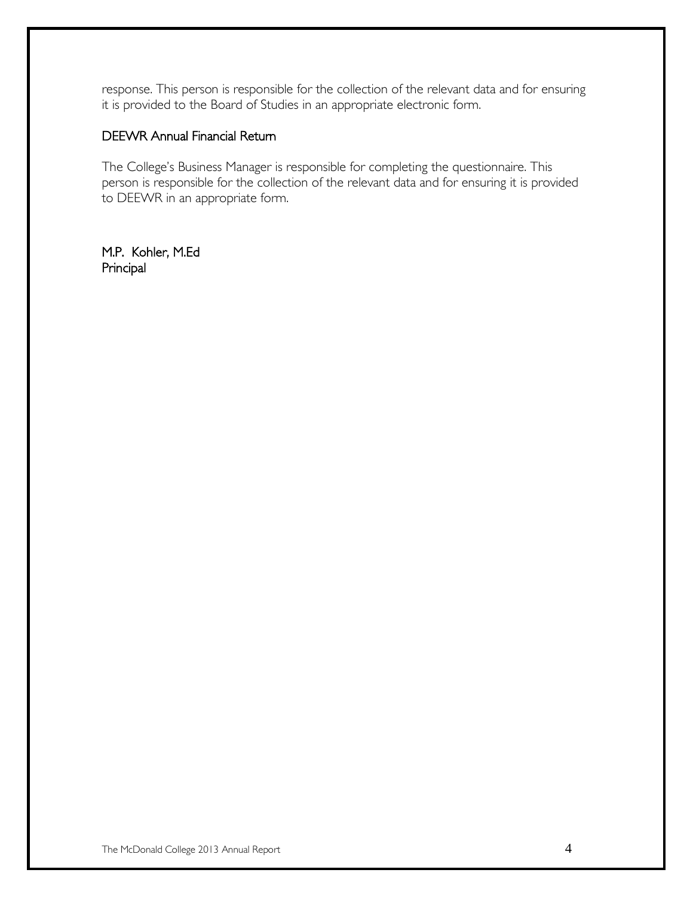response. This person is responsible for the collection of the relevant data and for ensuring it is provided to the Board of Studies in an appropriate electronic form.

### DEEWR Annual Financial Return

The College's Business Manager is responsible for completing the questionnaire. This person is responsible for the collection of the relevant data and for ensuring it is provided to DEEWR in an appropriate form.

M.P. Kohler, M.Ed  
Principal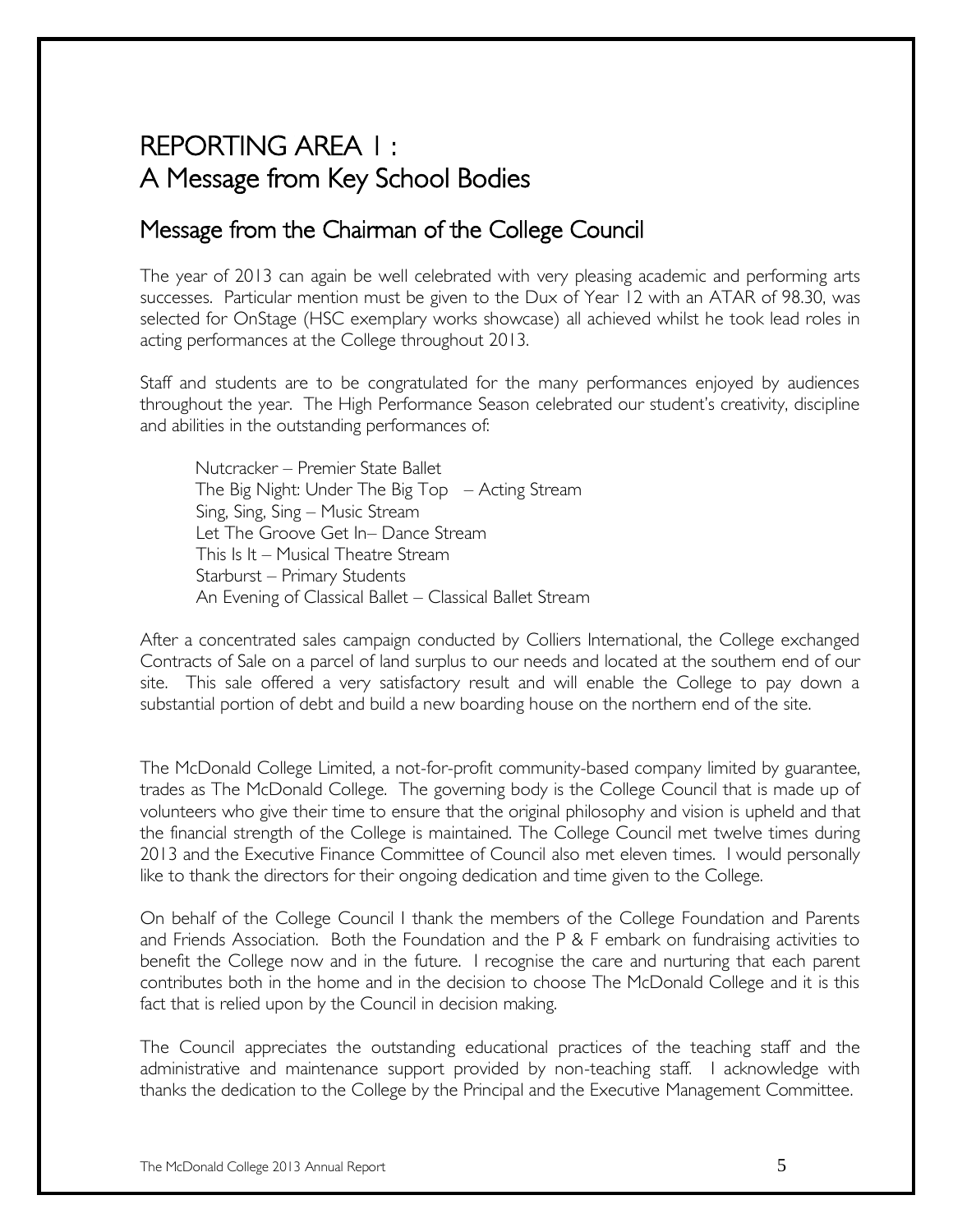# REPORTING AREA 1 : A Message from Key School Bodies

## Message from the Chairman of the College Council

The year of 2013 can again be well celebrated with very pleasing academic and performing arts successes. Particular mention must be given to the Dux of Year 12 with an ATAR of 98.30, was selected for OnStage (HSC exemplary works showcase) all achieved whilst he took lead roles in acting performances at the College throughout 2013.

Staff and students are to be congratulated for the many performances enjoyed by audiences throughout the year. The High Performance Season celebrated our student's creativity, discipline and abilities in the outstanding performances of:

Nutcracker – Premier State Ballet
The Big Night: Under The Big Top – Acting Stream
Sing, Sing, Sing – Music Stream
Let The Groove Get In– Dance Stream
This Is It – Musical Theatre Stream
Starburst – Primary Students
An Evening of Classical Ballet – Classical Ballet Stream

After a concentrated sales campaign conducted by Colliers International, the College exchanged Contracts of Sale on a parcel of land surplus to our needs and located at the southern end of our site. This sale offered a very satisfactory result and will enable the College to pay down a substantial portion of debt and build a new boarding house on the northern end of the site.

The McDonald College Limited, a not-for-profit community-based company limited by guarantee, trades as The McDonald College. The governing body is the College Council that is made up of volunteers who give their time to ensure that the original philosophy and vision is upheld and that the financial strength of the College is maintained. The College Council met twelve times during 2013 and the Executive Finance Committee of Council also met eleven times. I would personally like to thank the directors for their ongoing dedication and time given to the College.

On behalf of the College Council I thank the members of the College Foundation and Parents and Friends Association. Both the Foundation and the P & F embark on fundraising activities to benefit the College now and in the future. I recognise the care and nurturing that each parent contributes both in the home and in the decision to choose The McDonald College and it is this fact that is relied upon by the Council in decision making.

The Council appreciates the outstanding educational practices of the teaching staff and the administrative and maintenance support provided by non-teaching staff. I acknowledge with thanks the dedication to the College by the Principal and the Executive Management Committee.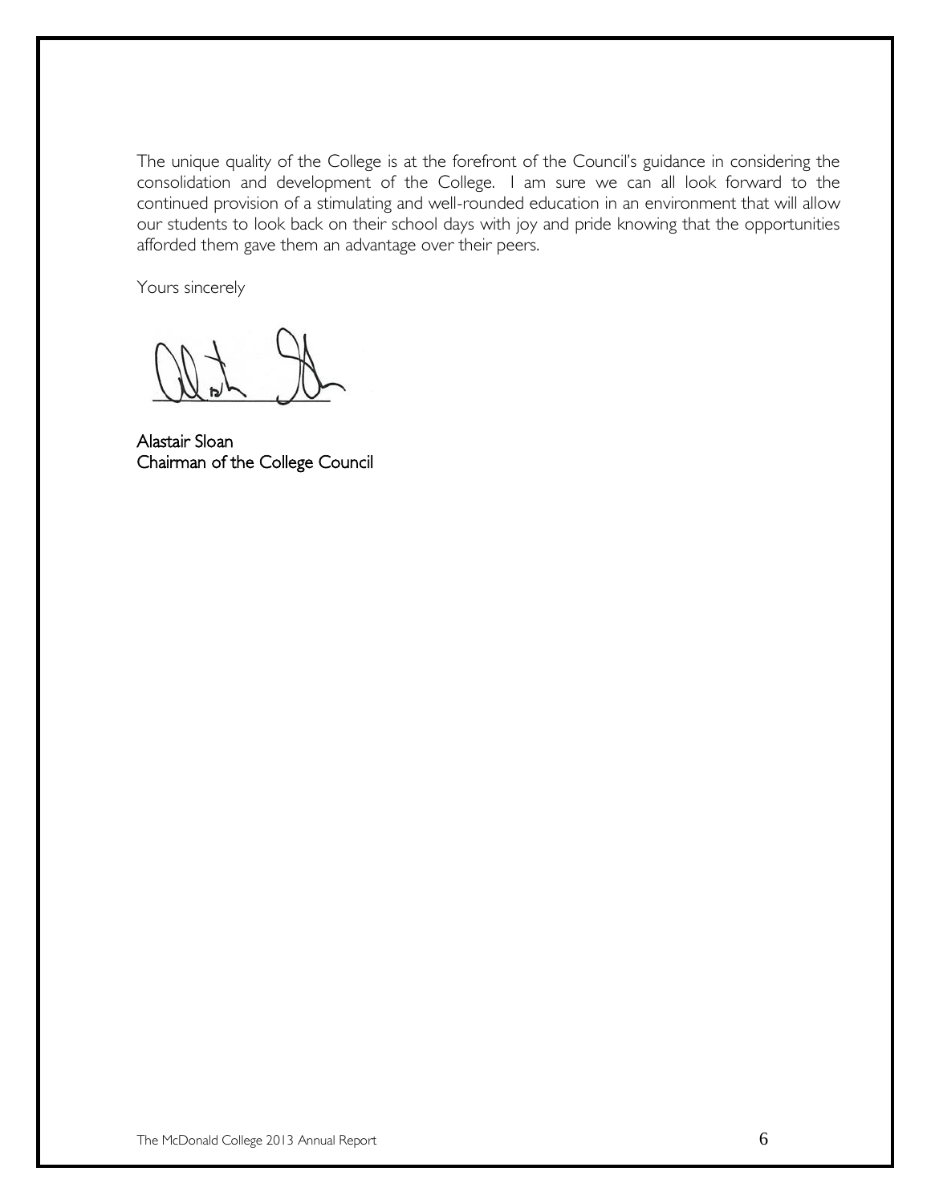The unique quality of the College is at the forefront of the Council's guidance in considering the consolidation and development of the College. I am sure we can all look forward to the continued provision of a stimulating and well-rounded education in an environment that will allow our students to look back on their school days with joy and pride knowing that the opportunities afforded them gave them an advantage over their peers.

Yours sincerely

Alastair Sloan
Chairman of the College Council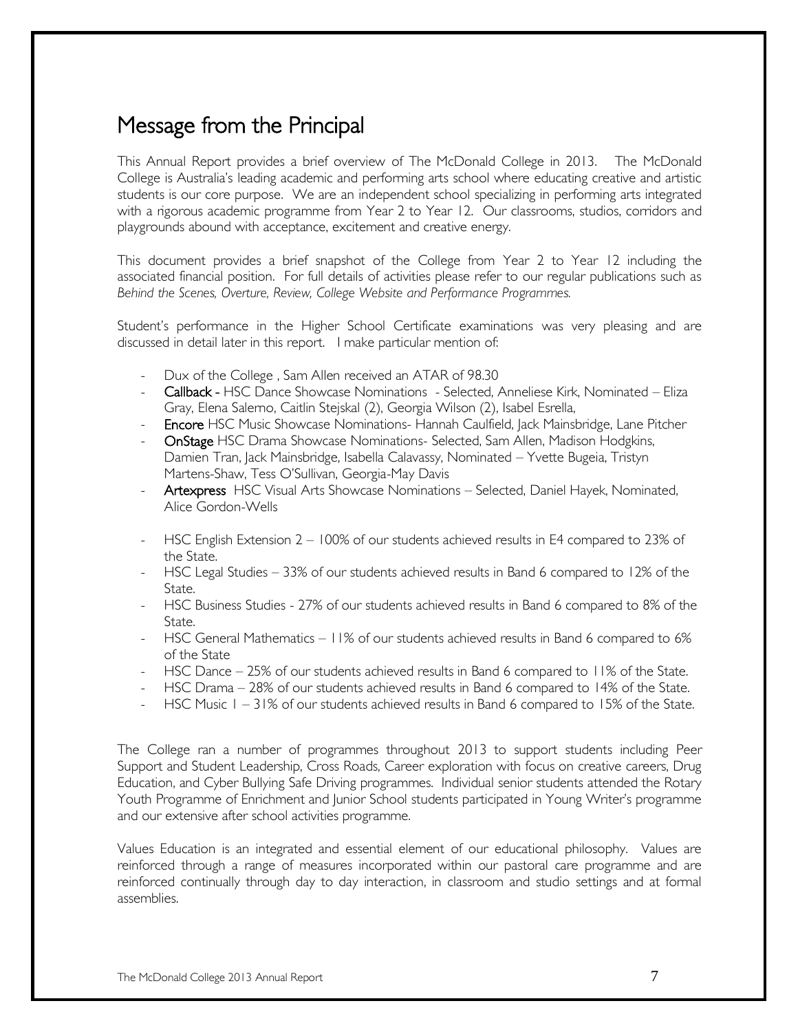# Message from the Principal

This Annual Report provides a brief overview of The McDonald College in 2013. The McDonald College is Australia's leading academic and performing arts school where educating creative and artistic students is our core purpose. We are an independent school specializing in performing arts integrated with a rigorous academic programme from Year 2 to Year 12. Our classrooms, studios, corridors and playgrounds abound with acceptance, excitement and creative energy.

This document provides a brief snapshot of the College from Year 2 to Year 12 including the associated financial position. For full details of activities please refer to our regular publications such as *Behind the Scenes, Overture, Review, College Website and Performance Programmes.*

Student's performance in the Higher School Certificate examinations was very pleasing and are discussed in detail later in this report. I make particular mention of:

- Dux of the College , Sam Allen received an ATAR of 98.30
- **Callback -** HSC Dance Showcase Nominations - Selected, Anneliese Kirk, Nominated – Eliza Gray, Elena Salerno, Caitlin Stejskal (2), Georgia Wilson (2), Isabel Esrella,
- **Encore** HSC Music Showcase Nominations- Hannah Caulfield, Jack Mainsbridge, Lane Pitcher
- **OnStage** HSC Drama Showcase Nominations- Selected, Sam Allen, Madison Hodgkins, Damien Tran, Jack Mainsbridge, Isabella Calavassy, Nominated – Yvette Bugeia, Tristyn Martens-Shaw, Tess O'Sullivan, Georgia-May Davis
- **Artexpress** HSC Visual Arts Showcase Nominations – Selected, Daniel Hayek, Nominated, Alice Gordon-Wells

- HSC English Extension 2 – 100% of our students achieved results in E4 compared to 23% of the State.
- HSC Legal Studies – 33% of our students achieved results in Band 6 compared to 12% of the State.
- HSC Business Studies - 27% of our students achieved results in Band 6 compared to 8% of the State.
- HSC General Mathematics – 11% of our students achieved results in Band 6 compared to 6% of the State
- HSC Dance – 25% of our students achieved results in Band 6 compared to 11% of the State.
- HSC Drama – 28% of our students achieved results in Band 6 compared to 14% of the State.
- HSC Music 1 – 31% of our students achieved results in Band 6 compared to 15% of the State.

The College ran a number of programmes throughout 2013 to support students including Peer Support and Student Leadership, Cross Roads, Career exploration with focus on creative careers, Drug Education, and Cyber Bullying Safe Driving programmes. Individual senior students attended the Rotary Youth Programme of Enrichment and Junior School students participated in Young Writer's programme and our extensive after school activities programme.

Values Education is an integrated and essential element of our educational philosophy. Values are reinforced through a range of measures incorporated within our pastoral care programme and are reinforced continually through day to day interaction, in classroom and studio settings and at formal assemblies.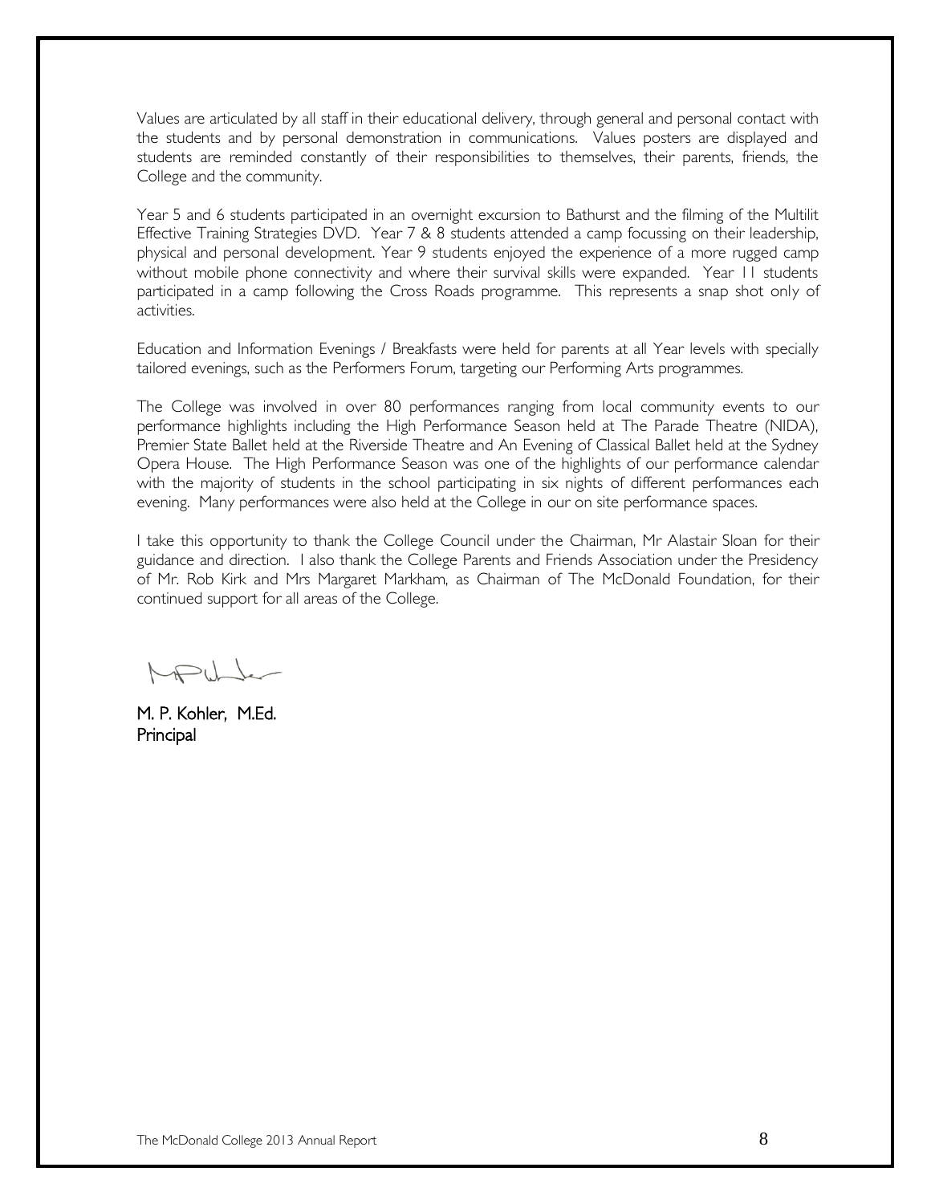Values are articulated by all staff in their educational delivery, through general and personal contact with the students and by personal demonstration in communications. Values posters are displayed and students are reminded constantly of their responsibilities to themselves, their parents, friends, the College and the community.

Year 5 and 6 students participated in an overnight excursion to Bathurst and the filming of the Multilit Effective Training Strategies DVD. Year 7 & 8 students attended a camp focussing on their leadership, physical and personal development. Year 9 students enjoyed the experience of a more rugged camp without mobile phone connectivity and where their survival skills were expanded. Year 11 students participated in a camp following the Cross Roads programme. This represents a snap shot only of activities.

Education and Information Evenings / Breakfasts were held for parents at all Year levels with specially tailored evenings, such as the Performers Forum, targeting our Performing Arts programmes.

The College was involved in over 80 performances ranging from local community events to our performance highlights including the High Performance Season held at The Parade Theatre (NIDA), Premier State Ballet held at the Riverside Theatre and An Evening of Classical Ballet held at the Sydney Opera House. The High Performance Season was one of the highlights of our performance calendar with the majority of students in the school participating in six nights of different performances each evening. Many performances were also held at the College in our on site performance spaces.

I take this opportunity to thank the College Council under the Chairman, Mr Alastair Sloan for their guidance and direction. I also thank the College Parents and Friends Association under the Presidency of Mr. Rob Kirk and Mrs Margaret Markham, as Chairman of The McDonald Foundation, for their continued support for all areas of the College.

M. P. Kohler, M.Ed.
Principal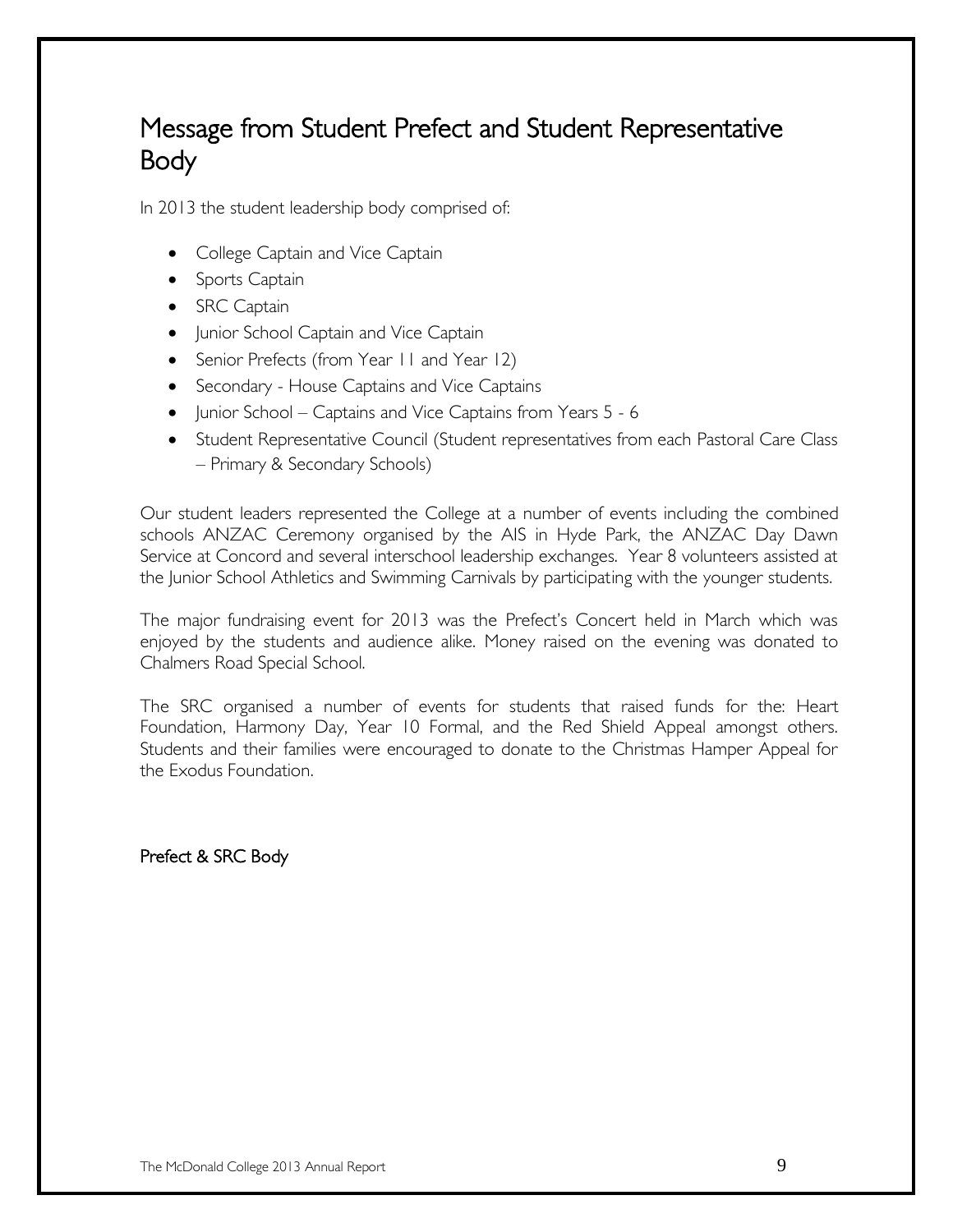# Message from Student Prefect and Student Representative Body

In 2013 the student leadership body comprised of:

- College Captain and Vice Captain
- Sports Captain
- SRC Captain
- Junior School Captain and Vice Captain
- Senior Prefects (from Year 11 and Year 12)
- Secondary - House Captains and Vice Captains
- Junior School – Captains and Vice Captains from Years 5 - 6
- Student Representative Council (Student representatives from each Pastoral Care Class – Primary & Secondary Schools)

Our student leaders represented the College at a number of events including the combined schools ANZAC Ceremony organised by the AIS in Hyde Park, the ANZAC Day Dawn Service at Concord and several interschool leadership exchanges. Year 8 volunteers assisted at the Junior School Athletics and Swimming Carnivals by participating with the younger students.

The major fundraising event for 2013 was the Prefect's Concert held in March which was enjoyed by the students and audience alike. Money raised on the evening was donated to Chalmers Road Special School.

The SRC organised a number of events for students that raised funds for the: Heart Foundation, Harmony Day, Year 10 Formal, and the Red Shield Appeal amongst others. Students and their families were encouraged to donate to the Christmas Hamper Appeal for the Exodus Foundation.

Prefect & SRC Body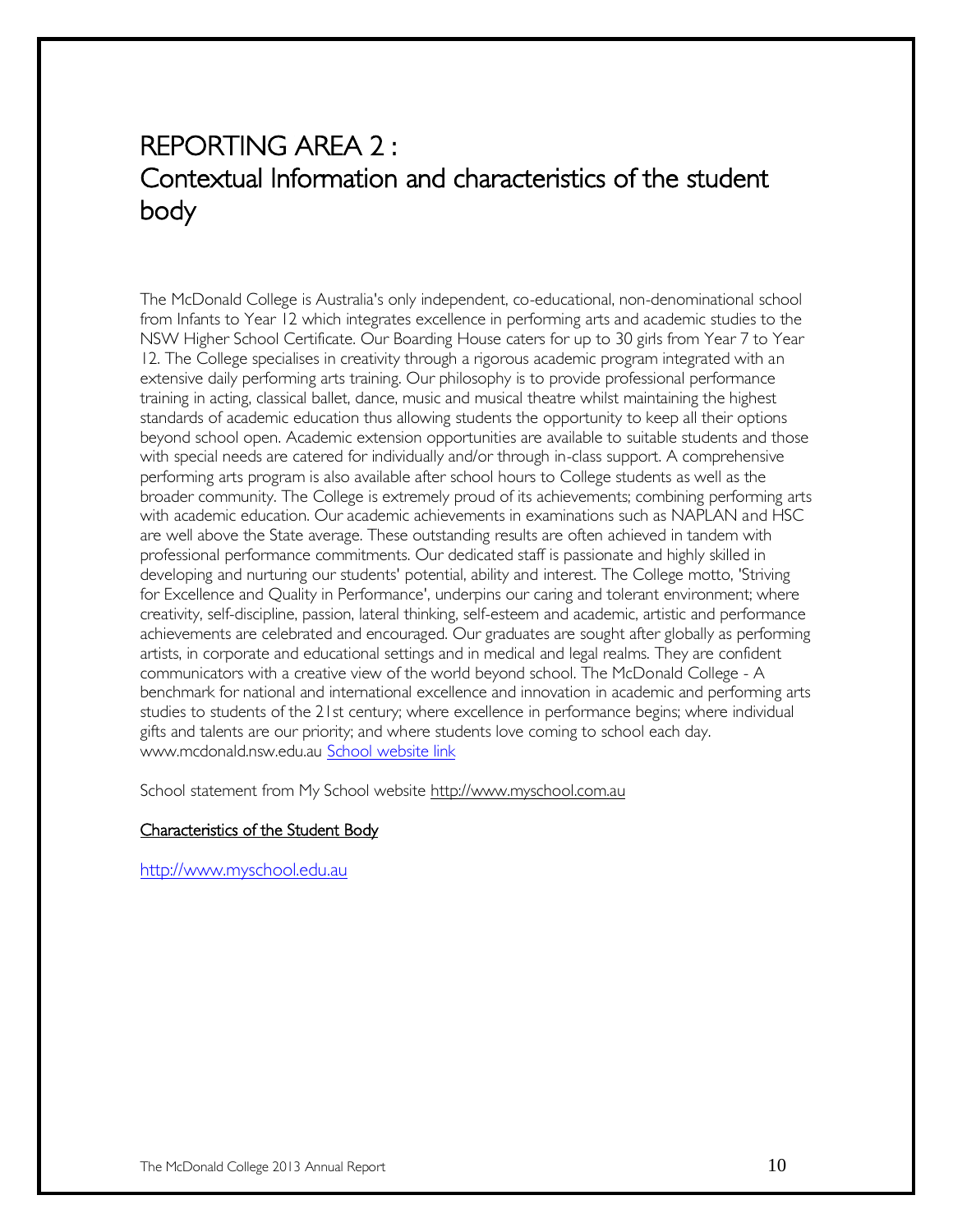# REPORTING AREA 2 : Contextual Information and characteristics of the student body

The McDonald College is Australia's only independent, co-educational, non-denominational school from Infants to Year 12 which integrates excellence in performing arts and academic studies to the NSW Higher School Certificate. Our Boarding House caters for up to 30 girls from Year 7 to Year 12. The College specialises in creativity through a rigorous academic program integrated with an extensive daily performing arts training. Our philosophy is to provide professional performance training in acting, classical ballet, dance, music and musical theatre whilst maintaining the highest standards of academic education thus allowing students the opportunity to keep all their options beyond school open. Academic extension opportunities are available to suitable students and those with special needs are catered for individually and/or through in-class support. A comprehensive performing arts program is also available after school hours to College students as well as the broader community. The College is extremely proud of its achievements; combining performing arts with academic education. Our academic achievements in examinations such as NAPLAN and HSC are well above the State average. These outstanding results are often achieved in tandem with professional performance commitments. Our dedicated staff is passionate and highly skilled in developing and nurturing our students' potential, ability and interest. The College motto, 'Striving for Excellence and Quality in Performance', underpins our caring and tolerant environment; where creativity, self-discipline, passion, lateral thinking, self-esteem and academic, artistic and performance achievements are celebrated and encouraged. Our graduates are sought after globally as performing artists, in corporate and educational settings and in medical and legal realms. They are confident communicators with a creative view of the world beyond school. The McDonald College - A benchmark for national and international excellence and innovation in academic and performing arts studies to students of the 21st century; where excellence in performance begins; where individual gifts and talents are our priority; and where students love coming to school each day. www.mcdonald.nsw.edu.au [School website link](http://www.mcdonald.nsw.edu.au)

School statement from My School website http://www.myschool.com.au

<u>Characteristics of the Student Body</u>

http://www.myschool.edu.au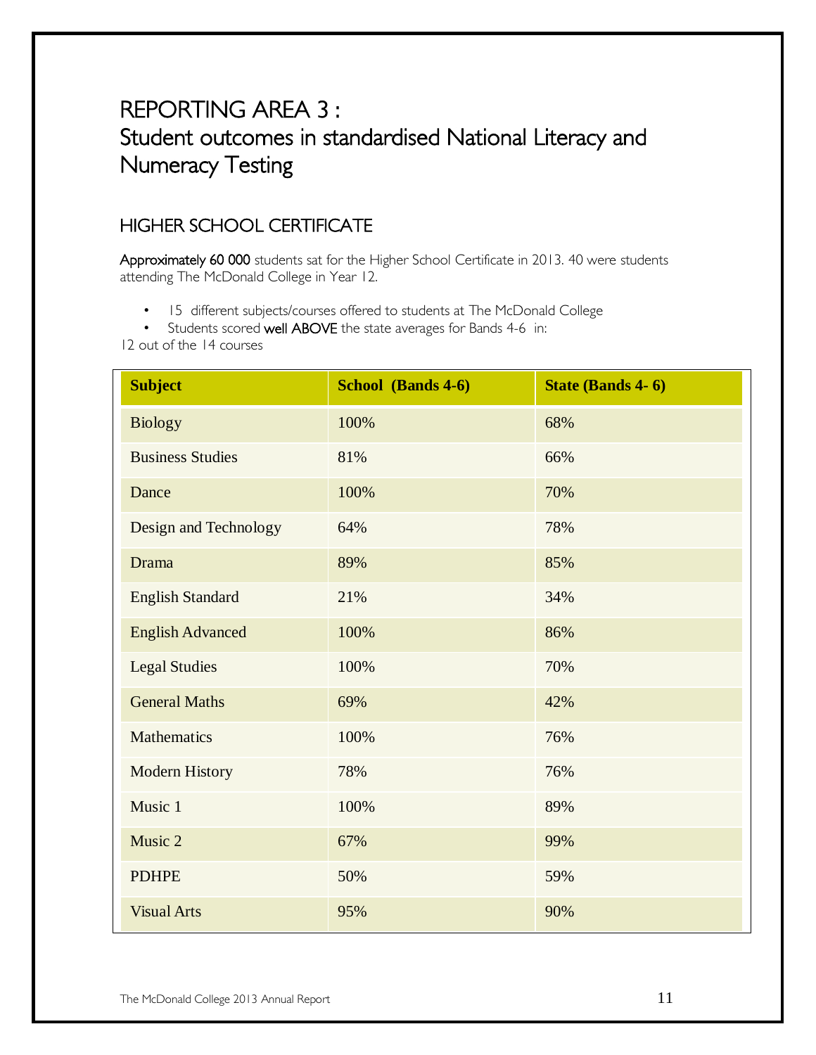# REPORTING AREA 3 :
# Student outcomes in standardised National Literacy and Numeracy Testing

## HIGHER SCHOOL CERTIFICATE

**Approximately 60 000** students sat for the Higher School Certificate in 2013. 40 were students attending The McDonald College in Year 12.

- 15 different subjects/courses offered to students at The McDonald College
- Students scored **well ABOVE** the state averages for Bands 4-6 in:

12 out of the 14 courses

| Subject | School (Bands 4-6) | State (Bands 4- 6) |
|---|---|---|
| Biology | 100% | 68% |
| Business Studies | 81% | 66% |
| Dance | 100% | 70% |
| Design and Technology | 64% | 78% |
| Drama | 89% | 85% |
| English Standard | 21% | 34% |
| English Advanced | 100% | 86% |
| Legal Studies | 100% | 70% |
| General Maths | 69% | 42% |
| Mathematics | 100% | 76% |
| Modern History | 78% | 76% |
| Music 1 | 100% | 89% |
| Music 2 | 67% | 99% |
| PDHPE | 50% | 59% |
| Visual Arts | 95% | 90% |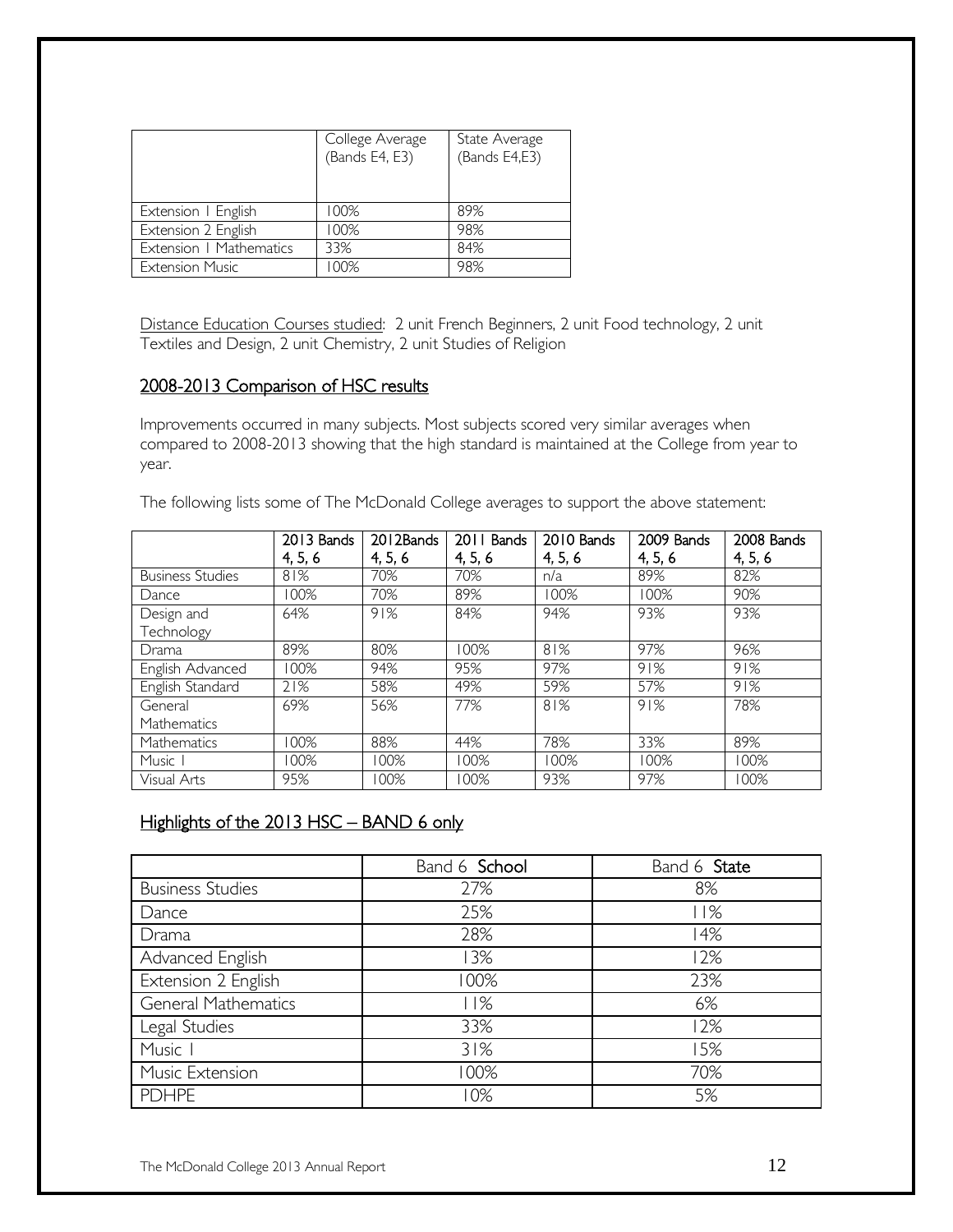| | College Average (Bands E4, E3) | State Average (Bands E4,E3) |
|---|---|---|
| Extension 1 English | 100% | 89% |
| Extension 2 English | 100% | 98% |
| Extension 1 Mathematics | 33% | 84% |
| Extension Music | 100% | 98% |

Distance Education Courses studied: 2 unit French Beginners, 2 unit Food technology, 2 unit Textiles and Design, 2 unit Chemistry, 2 unit Studies of Religion

## 2008-2013 Comparison of HSC results

Improvements occurred in many subjects. Most subjects scored very similar averages when compared to 2008-2013 showing that the high standard is maintained at the College from year to year.

The following lists some of The McDonald College averages to support the above statement:

| | 2013 Bands 4, 5, 6 | 2012Bands 4, 5, 6 | 2011 Bands 4, 5, 6 | 2010 Bands 4, 5, 6 | 2009 Bands 4, 5, 6 | 2008 Bands 4, 5, 6 |
|---|---|---|---|---|---|---|
| Business Studies | 81% | 70% | 70% | n/a | 89% | 82% |
| Dance | 100% | 70% | 89% | 100% | 100% | 90% |
| Design and Technology | 64% | 91% | 84% | 94% | 93% | 93% |
| Drama | 89% | 80% | 100% | 81% | 97% | 96% |
| English Advanced | 100% | 94% | 95% | 97% | 91% | 91% |
| English Standard | 21% | 58% | 49% | 59% | 57% | 91% |
| General Mathematics | 69% | 56% | 77% | 81% | 91% | 78% |
| Mathematics | 100% | 88% | 44% | 78% | 33% | 89% |
| Music 1 | 100% | 100% | 100% | 100% | 100% | 100% |
| Visual Arts | 95% | 100% | 100% | 93% | 97% | 100% |

## Highlights of the 2013 HSC – BAND 6 only

| | Band 6 **School** | Band 6 **State** |
|---|---|---|
| Business Studies | 27% | 8% |
| Dance | 25% | 11% |
| Drama | 28% | 14% |
| Advanced English | 13% | 12% |
| Extension 2 English | 100% | 23% |
| General Mathematics | 11% | 6% |
| Legal Studies | 33% | 12% |
| Music 1 | 31% | 15% |
| Music Extension | 100% | 70% |
| PDHPE | 10% | 5% |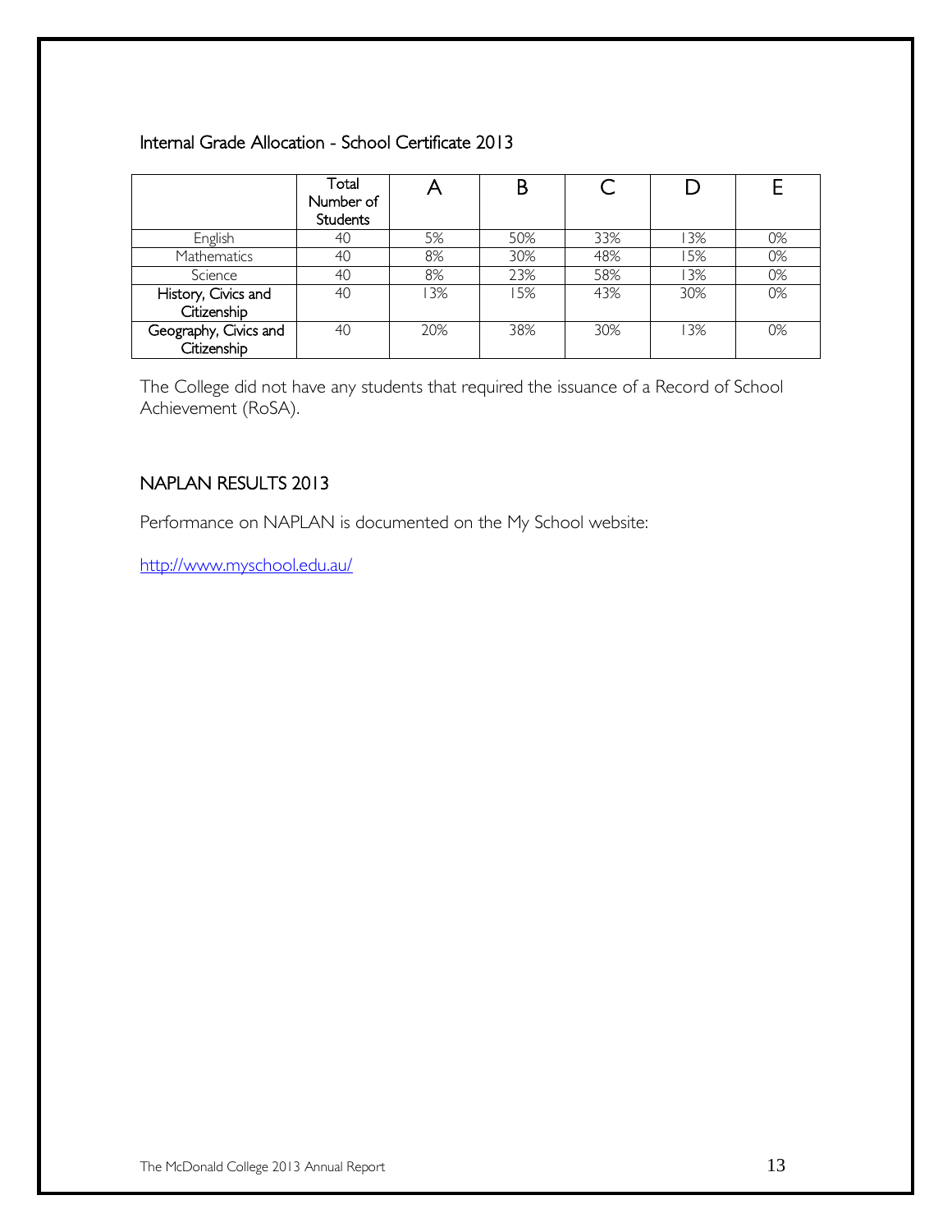## Internal Grade Allocation - School Certificate 2013

| | Total Number of Students | A | B | C | D | E |
|---|---|---|---|---|---|---|
| English | 40 | 5% | 50% | 33% | 13% | 0% |
| Mathematics | 40 | 8% | 30% | 48% | 15% | 0% |
| Science | 40 | 8% | 23% | 58% | 13% | 0% |
| History, Civics and Citizenship | 40 | 13% | 15% | 43% | 30% | 0% |
| Geography, Civics and Citizenship | 40 | 20% | 38% | 30% | 13% | 0% |

The College did not have any students that required the issuance of a Record of School Achievement (RoSA).

## NAPLAN RESULTS 2013

Performance on NAPLAN is documented on the My School website:

http://www.myschool.edu.au/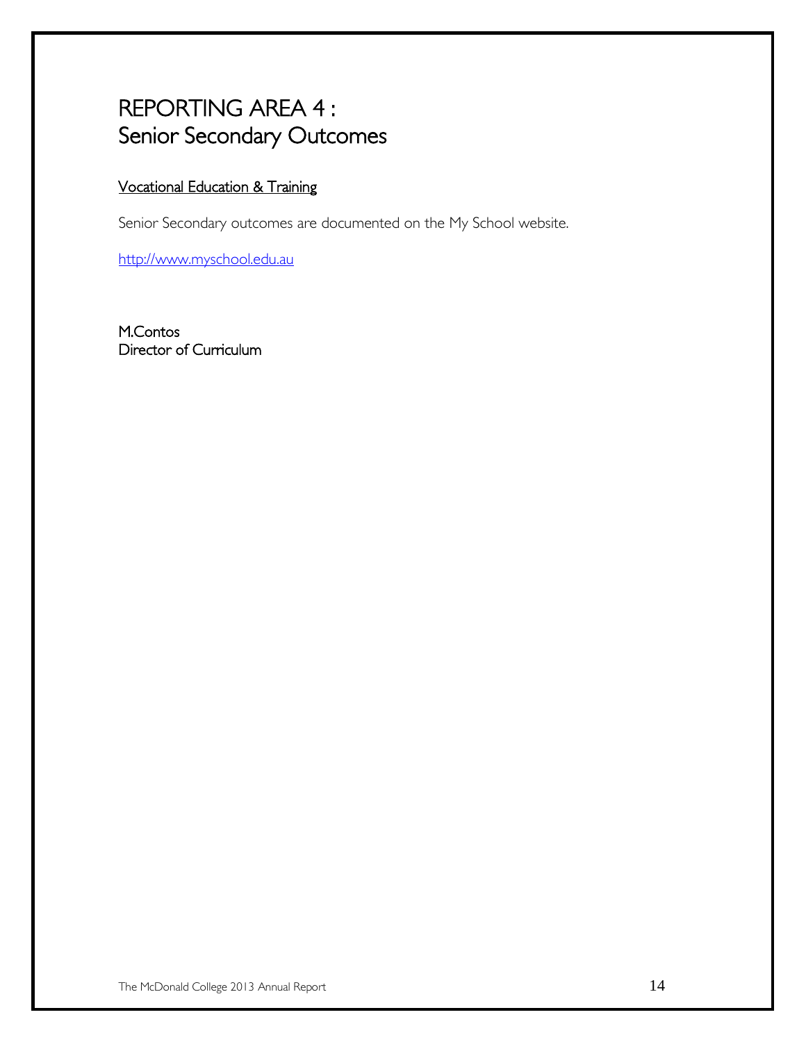# REPORTING AREA 4 : Senior Secondary Outcomes

## Vocational Education & Training

Senior Secondary outcomes are documented on the My School website.

http://www.myschool.edu.au

M.Contos
Director of Curriculum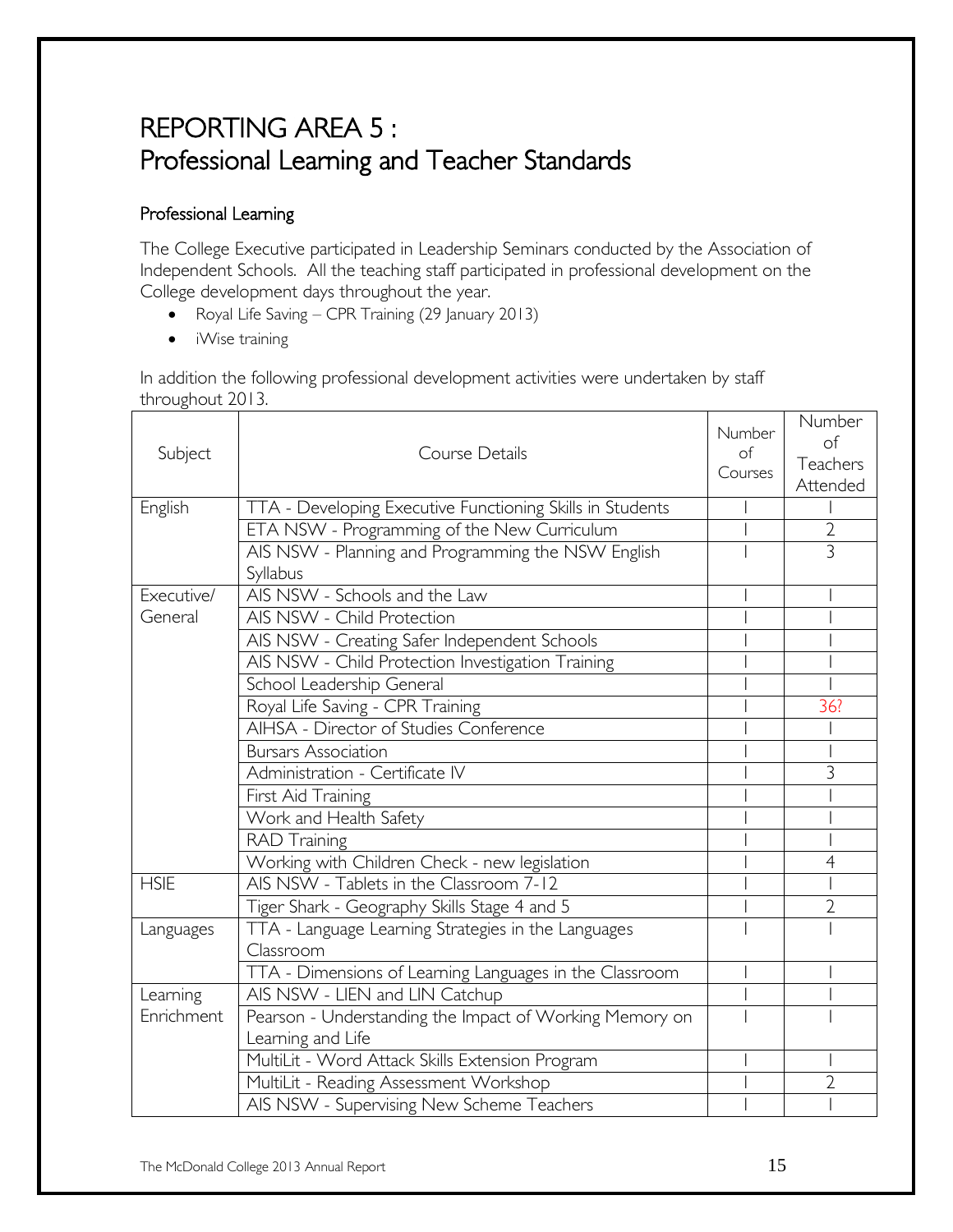# REPORTING AREA 5 : Professional Learning and Teacher Standards

## Professional Learning

The College Executive participated in Leadership Seminars conducted by the Association of Independent Schools. All the teaching staff participated in professional development on the College development days throughout the year.

- Royal Life Saving – CPR Training (29 January 2013)
- iWise training

In addition the following professional development activities were undertaken by staff throughout 2013.

| Subject | Course Details | Number of Courses | Number of Teachers Attended |
|---|---|---|---|
| English | TTA - Developing Executive Functioning Skills in Students | 1 | 1 |
| | ETA NSW - Programming of the New Curriculum | 1 | 2 |
| | AIS NSW - Planning and Programming the NSW English Syllabus | 1 | 3 |
| Executive/ General | AIS NSW - Schools and the Law | 1 | 1 |
| | AIS NSW - Child Protection | 1 | 1 |
| | AIS NSW - Creating Safer Independent Schools | 1 | 1 |
| | AIS NSW - Child Protection Investigation Training | 1 | 1 |
| | School Leadership General | 1 | 1 |
| | Royal Life Saving - CPR Training | 1 | 36? |
| | AIHSA - Director of Studies Conference | 1 | 1 |
| | Bursars Association | 1 | 1 |
| | Administration - Certificate IV | 1 | 3 |
| | First Aid Training | 1 | 1 |
| | Work and Health Safety | 1 | 1 |
| | RAD Training | 1 | 1 |
| | Working with Children Check - new legislation | 1 | 4 |
| HSIE | AIS NSW - Tablets in the Classroom 7-12 | 1 | 1 |
| | Tiger Shark - Geography Skills Stage 4 and 5 | 1 | 2 |
| Languages | TTA - Language Learning Strategies in the Languages Classroom | 1 | 1 |
| | TTA - Dimensions of Learning Languages in the Classroom | 1 | 1 |
| Learning Enrichment | AIS NSW - LIEN and LIN Catchup | 1 | 1 |
| | Pearson - Understanding the Impact of Working Memory on Learning and Life | 1 | 1 |
| | MultiLit - Word Attack Skills Extension Program | 1 | 1 |
| | MultiLit - Reading Assessment Workshop | 1 | 2 |
| | AIS NSW - Supervising New Scheme Teachers | 1 | 1 |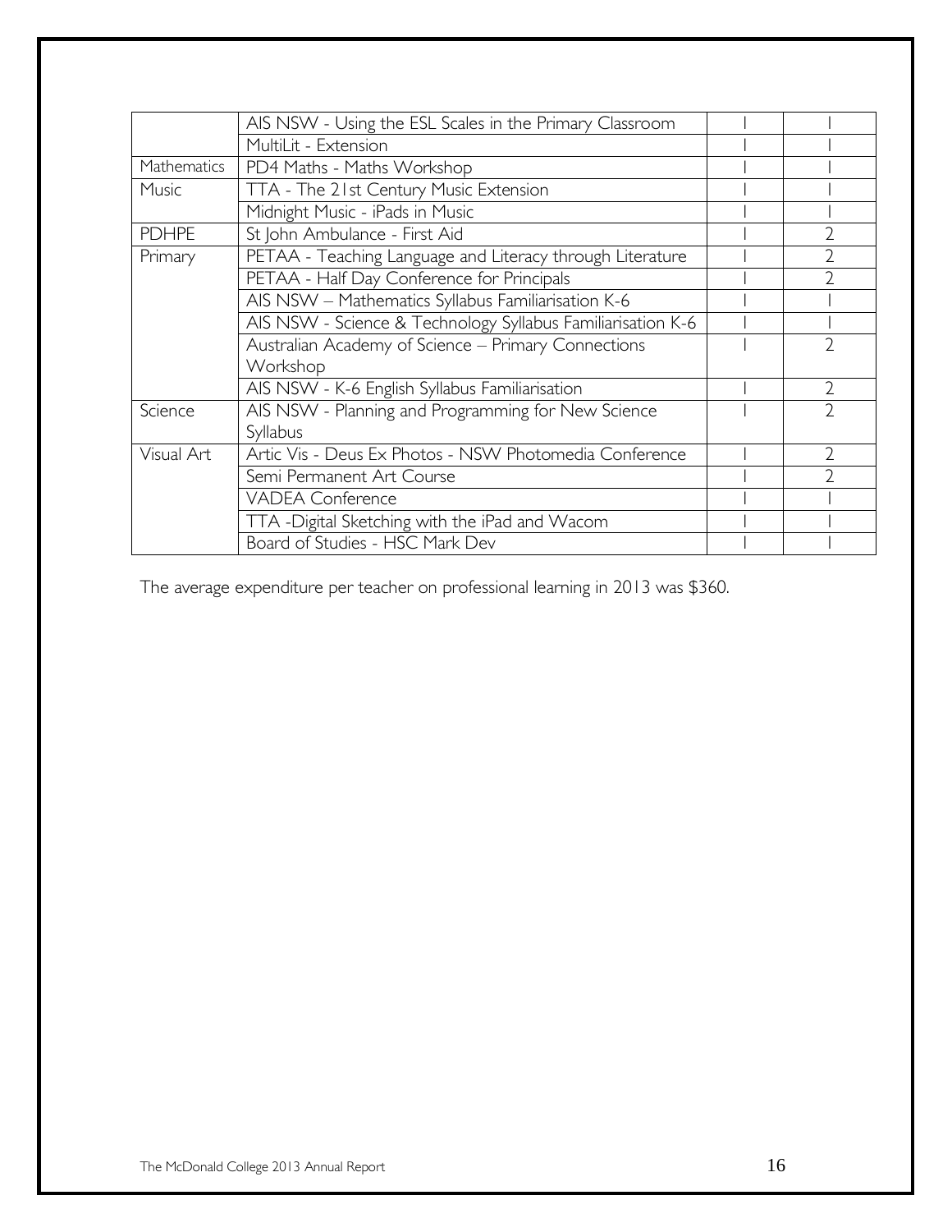| | | | |
|---|---|---|---|
| | AIS NSW - Using the ESL Scales in the Primary Classroom | 1 | 1 |
| | MultiLit - Extension | 1 | 1 |
| Mathematics | PD4 Maths - Maths Workshop | 1 | 1 |
| Music | TTA - The 21st Century Music Extension | 1 | 1 |
| | Midnight Music - iPads in Music | 1 | 1 |
| PDHPE | St John Ambulance - First Aid | 1 | 2 |
| Primary | PETAA - Teaching Language and Literacy through Literature | 1 | 2 |
| | PETAA - Half Day Conference for Principals | 1 | 2 |
| | AIS NSW – Mathematics Syllabus Familiarisation K-6 | 1 | 1 |
| | AIS NSW - Science & Technology Syllabus Familiarisation K-6 | 1 | 1 |
| | Australian Academy of Science – Primary Connections Workshop | 1 | 2 |
| | AIS NSW - K-6 English Syllabus Familiarisation | 1 | 2 |
| Science | AIS NSW - Planning and Programming for New Science Syllabus | 1 | 2 |
| Visual Art | Artic Vis - Deus Ex Photos - NSW Photomedia Conference | 1 | 2 |
| | Semi Permanent Art Course | 1 | 2 |
| | VADEA Conference | 1 | 1 |
| | TTA -Digital Sketching with the iPad and Wacom | 1 | 1 |
| | Board of Studies - HSC Mark Dev | 1 | 1 |

The average expenditure per teacher on professional learning in 2013 was $360.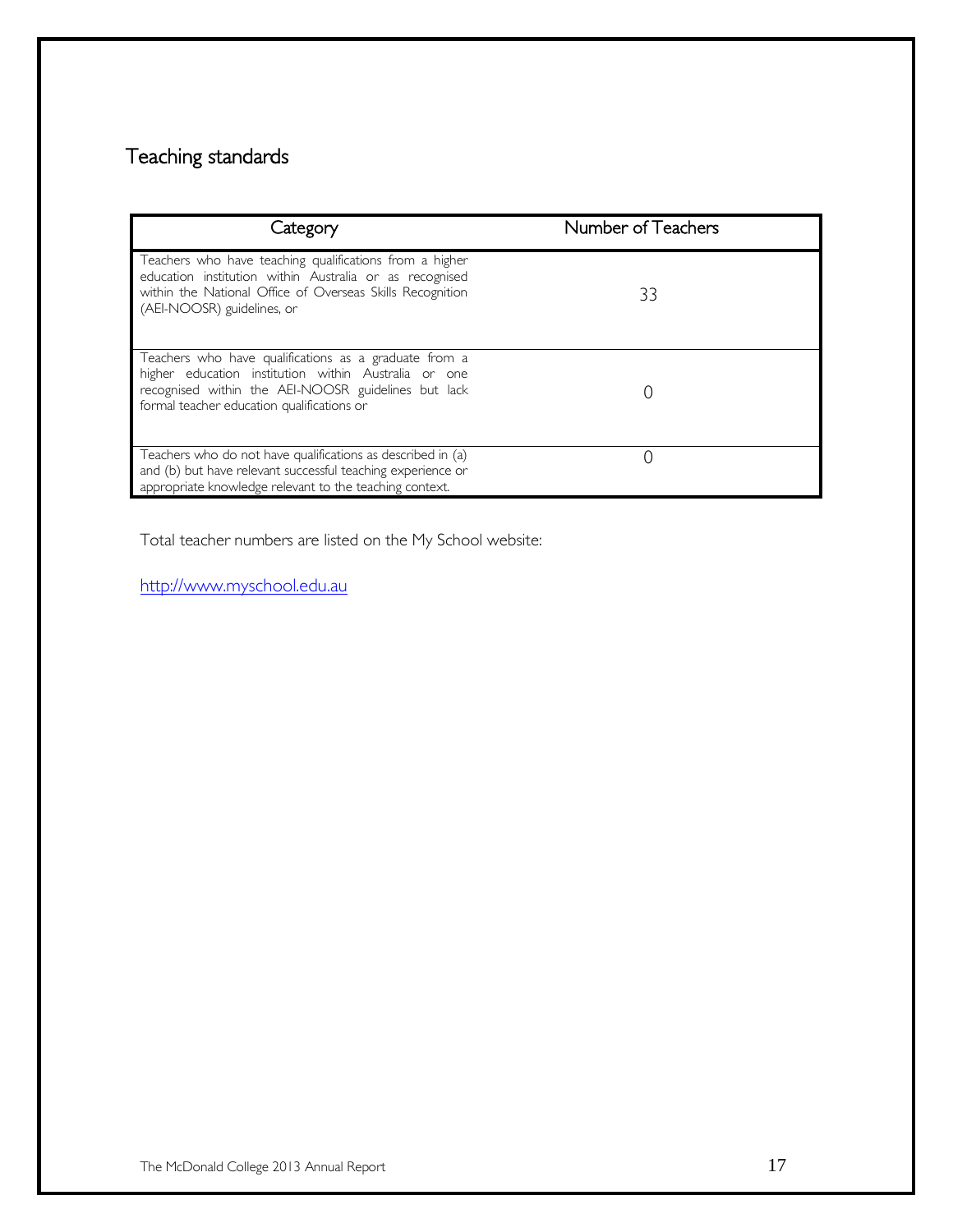## Teaching standards

| Category | Number of Teachers |
| --- | --- |
| Teachers who have teaching qualifications from a higher education institution within Australia or as recognised within the National Office of Overseas Skills Recognition (AEI-NOOSR) guidelines, or | 33 |
| Teachers who have qualifications as a graduate from a higher education institution within Australia or one recognised within the AEI-NOOSR guidelines but lack formal teacher education qualifications or | 0 |
| Teachers who do not have qualifications as described in (a) and (b) but have relevant successful teaching experience or appropriate knowledge relevant to the teaching context. | 0 |

Total teacher numbers are listed on the My School website:

[http://www.myschool.edu.au](http://www.myschool.edu.au)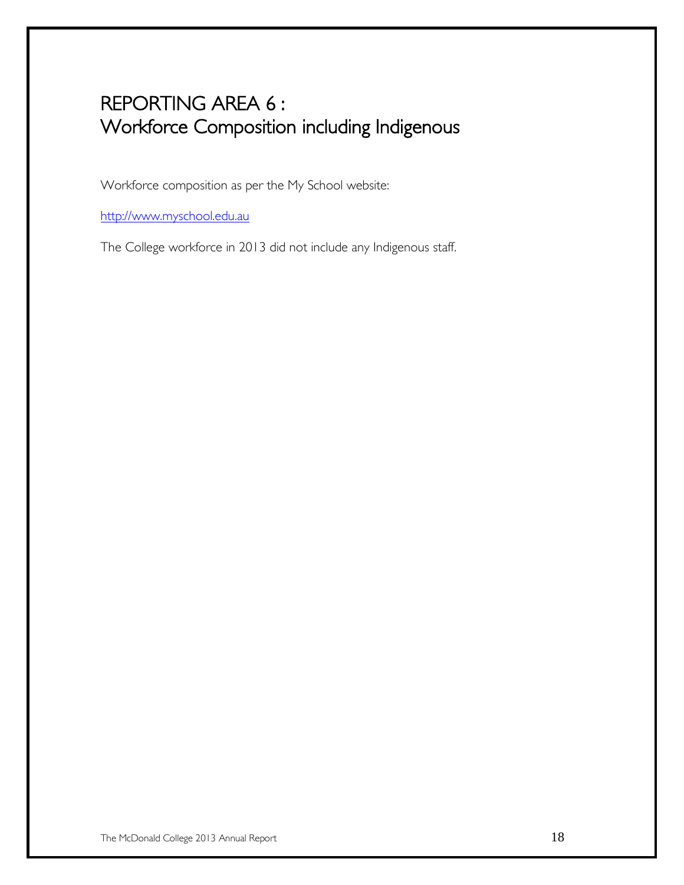# REPORTING AREA 6 : Workforce Composition including Indigenous

Workforce composition as per the My School website:

http://www.myschool.edu.au

The College workforce in 2013 did not include any Indigenous staff.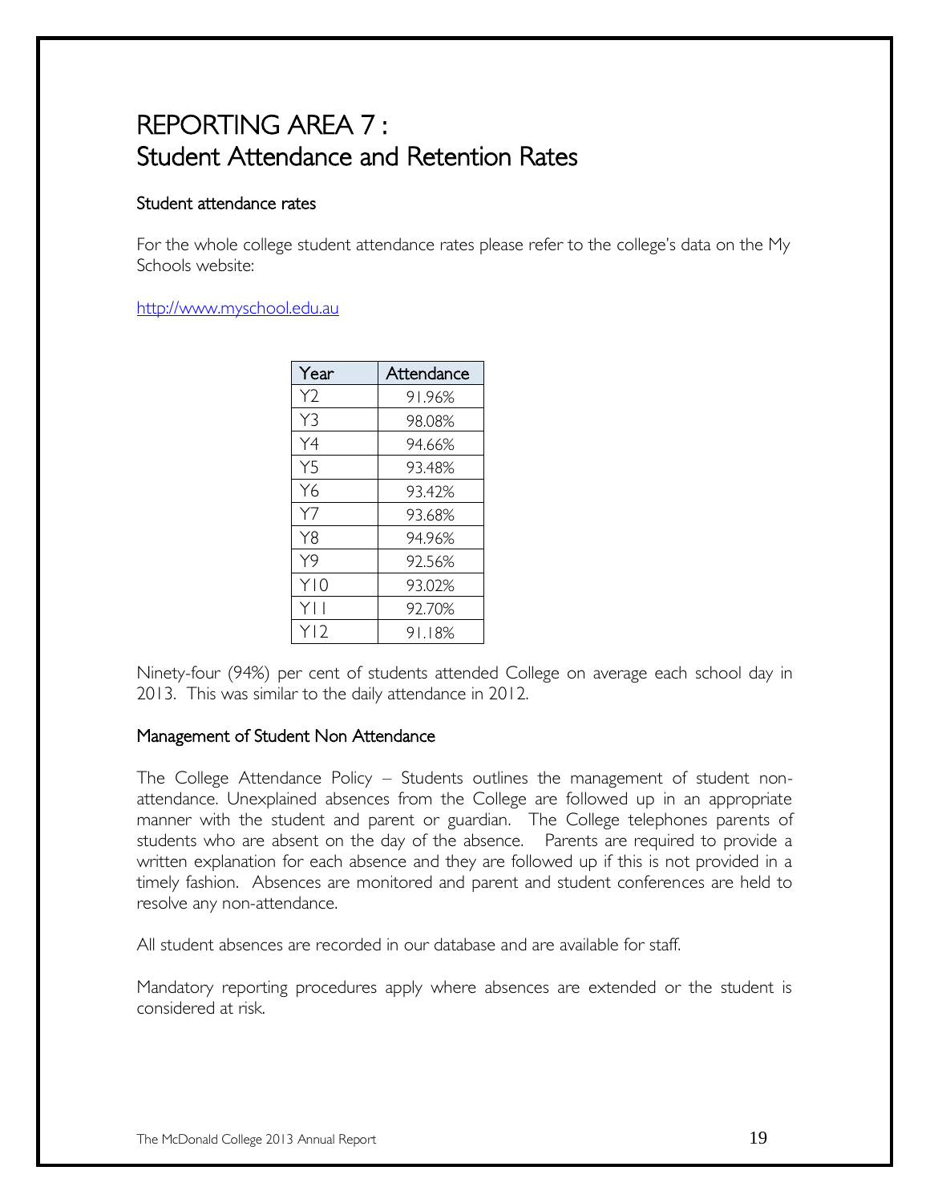# REPORTING AREA 7 : Student Attendance and Retention Rates

## Student attendance rates

For the whole college student attendance rates please refer to the college's data on the My Schools website:

http://www.myschool.edu.au

| Year | Attendance |
|---|---|
| Y2 | 91.96% |
| Y3 | 98.08% |
| Y4 | 94.66% |
| Y5 | 93.48% |
| Y6 | 93.42% |
| Y7 | 93.68% |
| Y8 | 94.96% |
| Y9 | 92.56% |
| Y10 | 93.02% |
| Y11 | 92.70% |
| Y12 | 91.18% |

Ninety-four (94%) per cent of students attended College on average each school day in 2013. This was similar to the daily attendance in 2012.

## Management of Student Non Attendance

The College Attendance Policy – Students outlines the management of student non-attendance. Unexplained absences from the College are followed up in an appropriate manner with the student and parent or guardian. The College telephones parents of students who are absent on the day of the absence. Parents are required to provide a written explanation for each absence and they are followed up if this is not provided in a timely fashion. Absences are monitored and parent and student conferences are held to resolve any non-attendance.

All student absences are recorded in our database and are available for staff.

Mandatory reporting procedures apply where absences are extended or the student is considered at risk.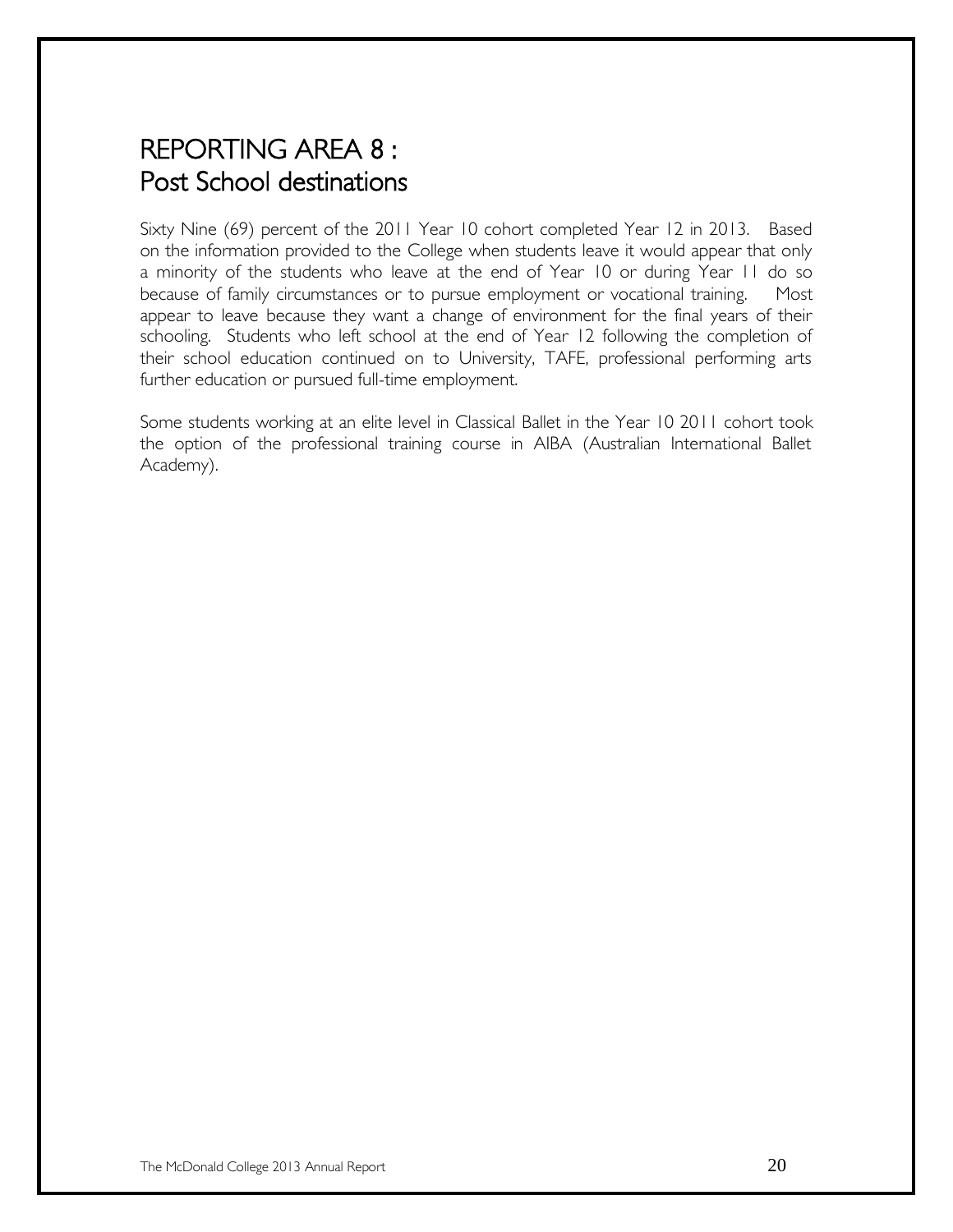# REPORTING AREA 8 : Post School destinations

Sixty Nine (69) percent of the 2011 Year 10 cohort completed Year 12 in 2013. Based on the information provided to the College when students leave it would appear that only a minority of the students who leave at the end of Year 10 or during Year 11 do so because of family circumstances or to pursue employment or vocational training. Most appear to leave because they want a change of environment for the final years of their schooling. Students who left school at the end of Year 12 following the completion of their school education continued on to University, TAFE, professional performing arts further education or pursued full-time employment.

Some students working at an elite level in Classical Ballet in the Year 10 2011 cohort took the option of the professional training course in AIBA (Australian International Ballet Academy).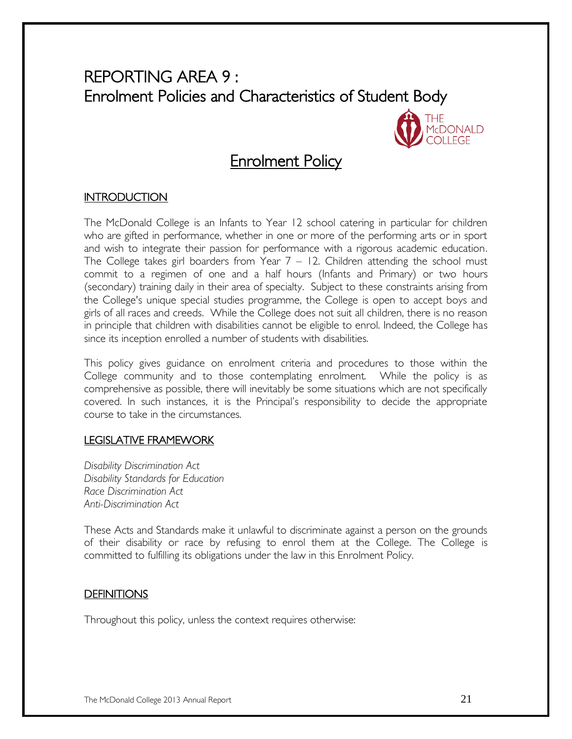# REPORTING AREA 9 :
# Enrolment Policies and Characteristics of Student Body

## Enrolment Policy

### INTRODUCTION

The McDonald College is an Infants to Year 12 school catering in particular for children who are gifted in performance, whether in one or more of the performing arts or in sport and wish to integrate their passion for performance with a rigorous academic education. The College takes girl boarders from Year 7 – 12. Children attending the school must commit to a regimen of one and a half hours (Infants and Primary) or two hours (secondary) training daily in their area of specialty. Subject to these constraints arising from the College's unique special studies programme, the College is open to accept boys and girls of all races and creeds. While the College does not suit all children, there is no reason in principle that children with disabilities cannot be eligible to enrol. Indeed, the College has since its inception enrolled a number of students with disabilities.

This policy gives guidance on enrolment criteria and procedures to those within the College community and to those contemplating enrolment. While the policy is as comprehensive as possible, there will inevitably be some situations which are not specifically covered. In such instances, it is the Principal's responsibility to decide the appropriate course to take in the circumstances.

### LEGISLATIVE FRAMEWORK

*Disability Discrimination Act*
*Disability Standards for Education*
*Race Discrimination Act*
*Anti-Discrimination Act*

These Acts and Standards make it unlawful to discriminate against a person on the grounds of their disability or race by refusing to enrol them at the College. The College is committed to fulfilling its obligations under the law in this Enrolment Policy.

### DEFINITIONS

Throughout this policy, unless the context requires otherwise: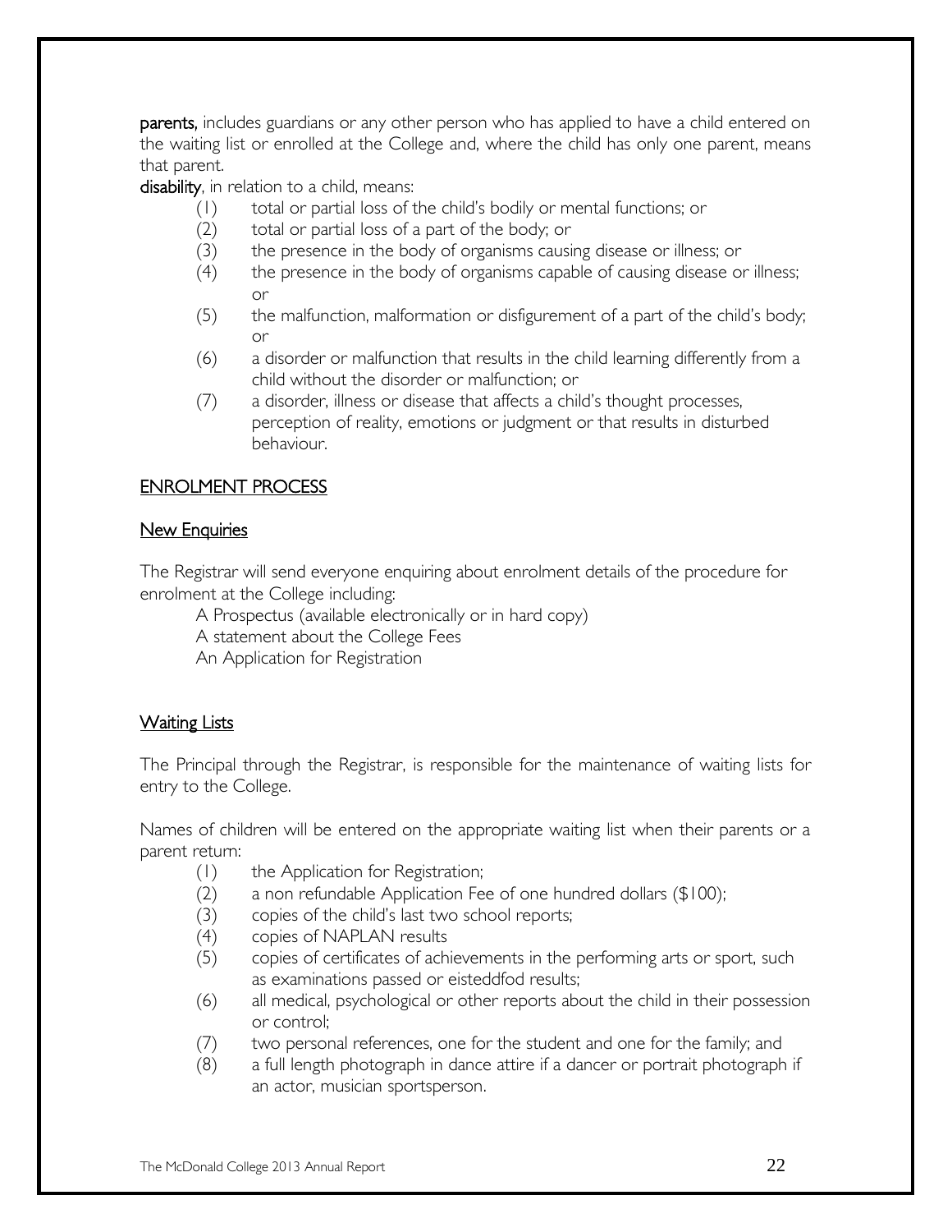**parents,** includes guardians or any other person who has applied to have a child entered on the waiting list or enrolled at the College and, where the child has only one parent, means that parent.

**disability**, in relation to a child, means:

(1) total or partial loss of the child's bodily or mental functions; or
(2) total or partial loss of a part of the body; or
(3) the presence in the body of organisms causing disease or illness; or
(4) the presence in the body of organisms capable of causing disease or illness; or
(5) the malfunction, malformation or disfigurement of a part of the child's body; or
(6) a disorder or malfunction that results in the child learning differently from a child without the disorder or malfunction; or
(7) a disorder, illness or disease that affects a child's thought processes, perception of reality, emotions or judgment or that results in disturbed behaviour.

## ENROLMENT PROCESS

### New Enquiries

The Registrar will send everyone enquiring about enrolment details of the procedure for enrolment at the College including:

A Prospectus (available electronically or in hard copy)
A statement about the College Fees
An Application for Registration

### Waiting Lists

The Principal through the Registrar, is responsible for the maintenance of waiting lists for entry to the College.

Names of children will be entered on the appropriate waiting list when their parents or a parent return:

(1) the Application for Registration;
(2) a non refundable Application Fee of one hundred dollars ($100);
(3) copies of the child's last two school reports;
(4) copies of NAPLAN results
(5) copies of certificates of achievements in the performing arts or sport, such as examinations passed or eisteddfod results;
(6) all medical, psychological or other reports about the child in their possession or control;
(7) two personal references, one for the student and one for the family; and
(8) a full length photograph in dance attire if a dancer or portrait photograph if an actor, musician sportsperson.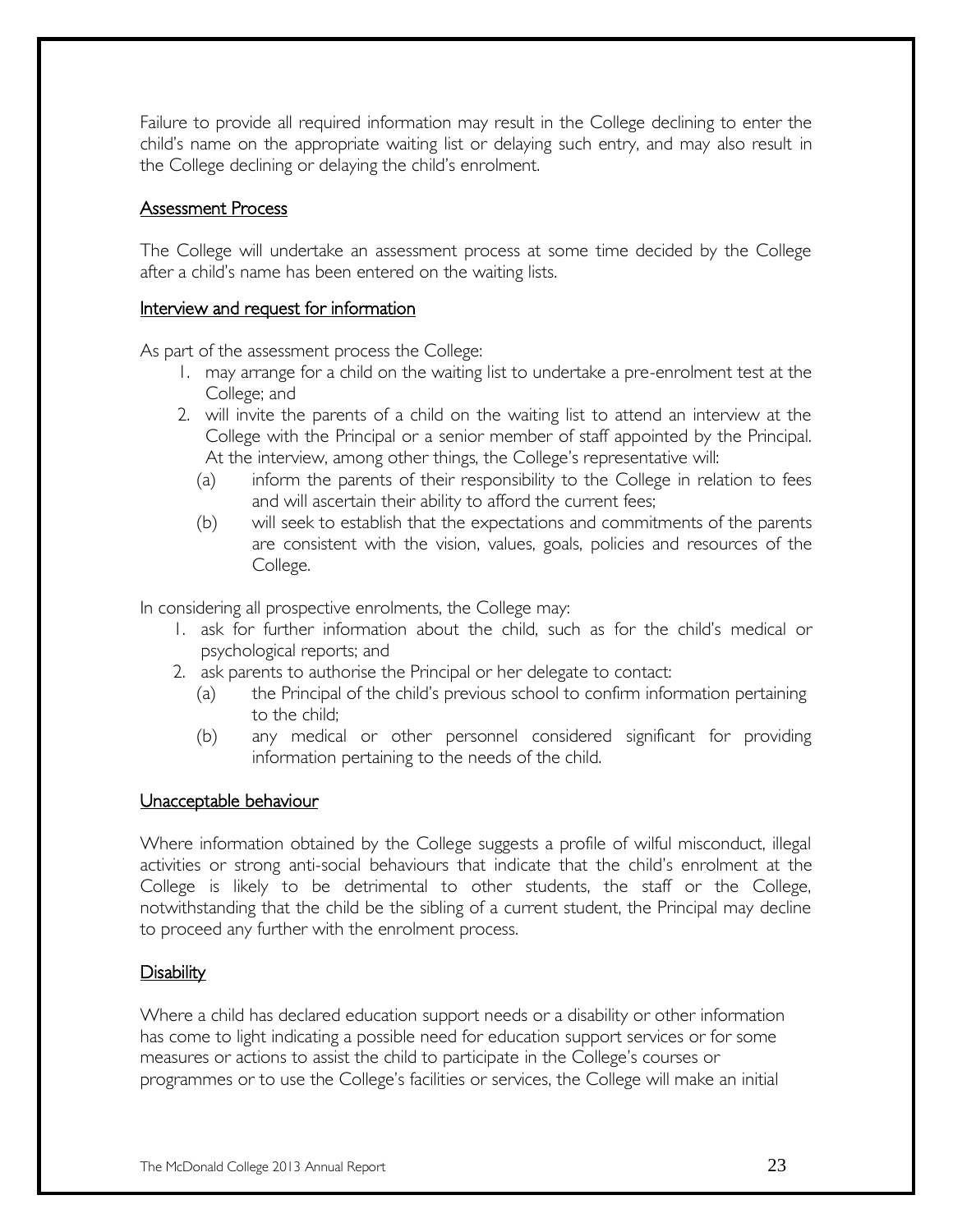Failure to provide all required information may result in the College declining to enter the child's name on the appropriate waiting list or delaying such entry, and may also result in the College declining or delaying the child's enrolment.

### Assessment Process

The College will undertake an assessment process at some time decided by the College after a child's name has been entered on the waiting lists.

### Interview and request for information

As part of the assessment process the College:

1. may arrange for a child on the waiting list to undertake a pre-enrolment test at the College; and
2. will invite the parents of a child on the waiting list to attend an interview at the College with the Principal or a senior member of staff appointed by the Principal. At the interview, among other things, the College's representative will:
   - (a) inform the parents of their responsibility to the College in relation to fees and will ascertain their ability to afford the current fees;
   - (b) will seek to establish that the expectations and commitments of the parents are consistent with the vision, values, goals, policies and resources of the College.

In considering all prospective enrolments, the College may:

1. ask for further information about the child, such as for the child's medical or psychological reports; and
2. ask parents to authorise the Principal or her delegate to contact:
   - (a) the Principal of the child's previous school to confirm information pertaining to the child;
   - (b) any medical or other personnel considered significant for providing information pertaining to the needs of the child.

### Unacceptable behaviour

Where information obtained by the College suggests a profile of wilful misconduct, illegal activities or strong anti-social behaviours that indicate that the child's enrolment at the College is likely to be detrimental to other students, the staff or the College, notwithstanding that the child be the sibling of a current student, the Principal may decline to proceed any further with the enrolment process.

### Disability

Where a child has declared education support needs or a disability or other information has come to light indicating a possible need for education support services or for some measures or actions to assist the child to participate in the College's courses or programmes or to use the College's facilities or services, the College will make an initial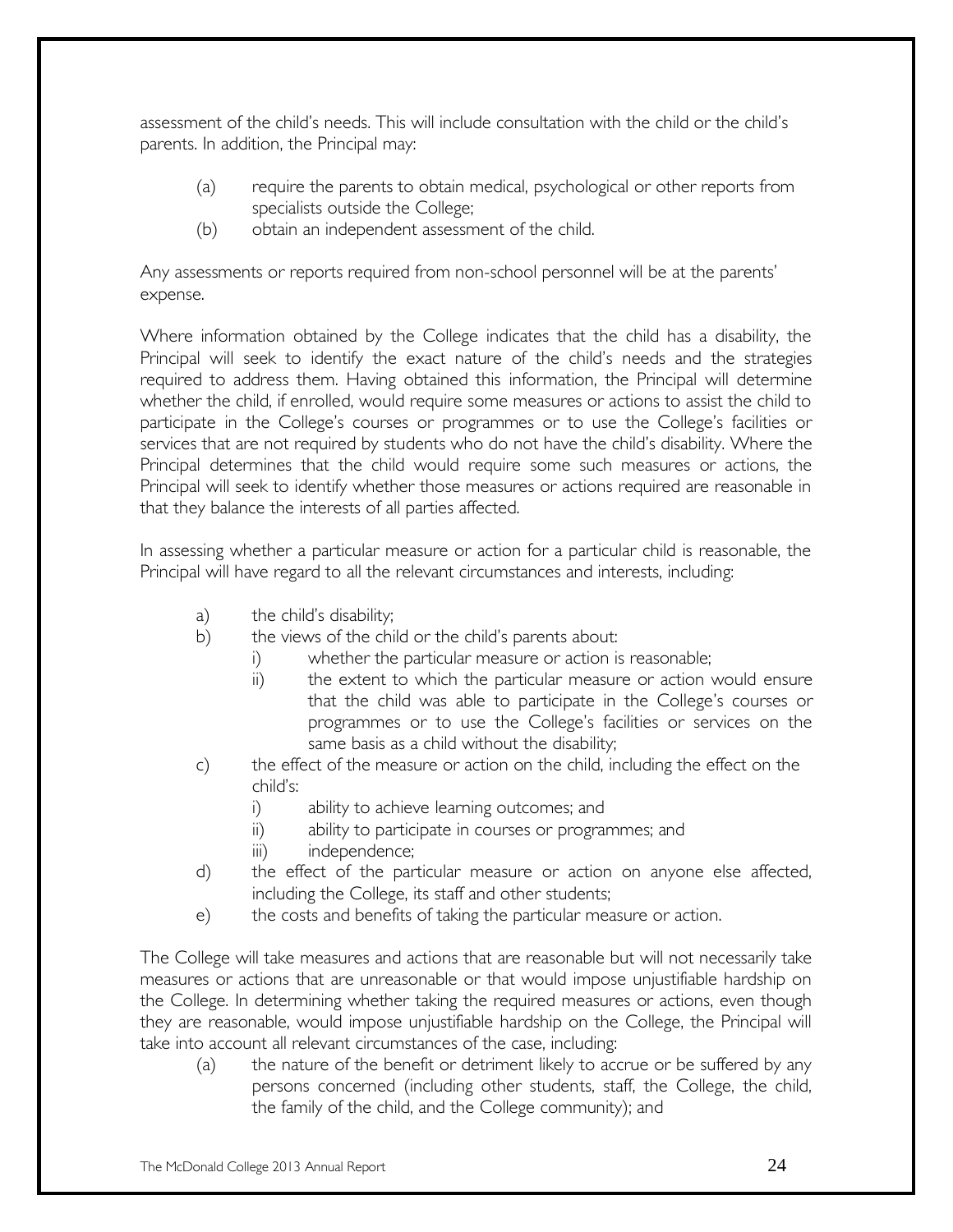assessment of the child's needs. This will include consultation with the child or the child's parents. In addition, the Principal may:

- (a) require the parents to obtain medical, psychological or other reports from specialists outside the College;
- (b) obtain an independent assessment of the child.

Any assessments or reports required from non-school personnel will be at the parents' expense.

Where information obtained by the College indicates that the child has a disability, the Principal will seek to identify the exact nature of the child's needs and the strategies required to address them. Having obtained this information, the Principal will determine whether the child, if enrolled, would require some measures or actions to assist the child to participate in the College's courses or programmes or to use the College's facilities or services that are not required by students who do not have the child's disability. Where the Principal determines that the child would require some such measures or actions, the Principal will seek to identify whether those measures or actions required are reasonable in that they balance the interests of all parties affected.

In assessing whether a particular measure or action for a particular child is reasonable, the Principal will have regard to all the relevant circumstances and interests, including:

- a) the child's disability;
- b) the views of the child or the child's parents about:
  - i) whether the particular measure or action is reasonable;
  - ii) the extent to which the particular measure or action would ensure that the child was able to participate in the College's courses or programmes or to use the College's facilities or services on the same basis as a child without the disability;
- c) the effect of the measure or action on the child, including the effect on the child's:
  - i) ability to achieve learning outcomes; and
  - ii) ability to participate in courses or programmes; and
  - iii) independence;
- d) the effect of the particular measure or action on anyone else affected, including the College, its staff and other students;
- e) the costs and benefits of taking the particular measure or action.

The College will take measures and actions that are reasonable but will not necessarily take measures or actions that are unreasonable or that would impose unjustifiable hardship on the College. In determining whether taking the required measures or actions, even though they are reasonable, would impose unjustifiable hardship on the College, the Principal will take into account all relevant circumstances of the case, including:

- (a) the nature of the benefit or detriment likely to accrue or be suffered by any persons concerned (including other students, staff, the College, the child, the family of the child, and the College community); and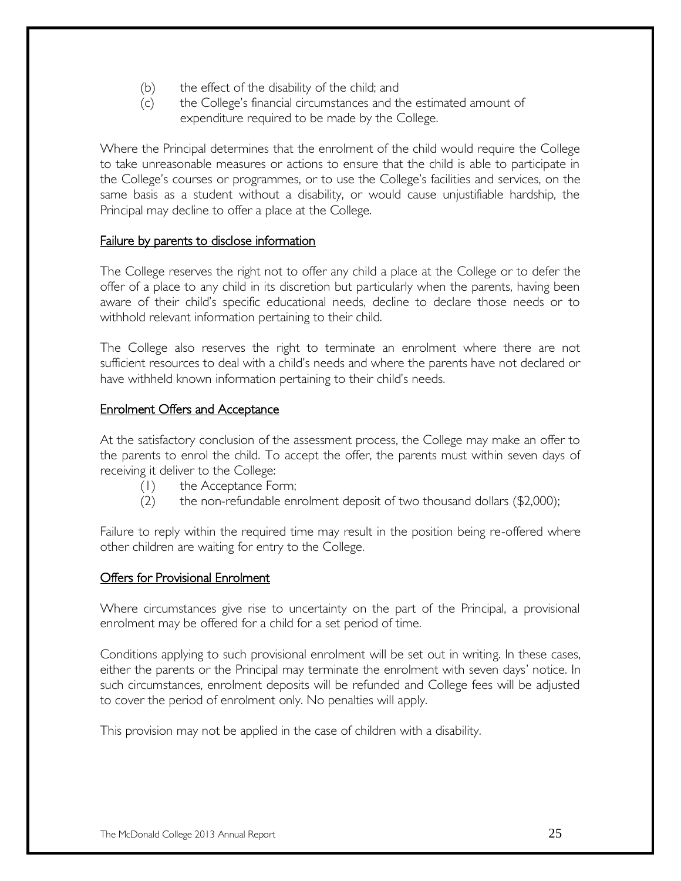(b) the effect of the disability of the child; and

(c) the College's financial circumstances and the estimated amount of expenditure required to be made by the College.

Where the Principal determines that the enrolment of the child would require the College to take unreasonable measures or actions to ensure that the child is able to participate in the College's courses or programmes, or to use the College's facilities and services, on the same basis as a student without a disability, or would cause unjustifiable hardship, the Principal may decline to offer a place at the College.

### Failure by parents to disclose information

The College reserves the right not to offer any child a place at the College or to defer the offer of a place to any child in its discretion but particularly when the parents, having been aware of their child's specific educational needs, decline to declare those needs or to withhold relevant information pertaining to their child.

The College also reserves the right to terminate an enrolment where there are not sufficient resources to deal with a child's needs and where the parents have not declared or have withheld known information pertaining to their child's needs.

### Enrolment Offers and Acceptance

At the satisfactory conclusion of the assessment process, the College may make an offer to the parents to enrol the child. To accept the offer, the parents must within seven days of receiving it deliver to the College:

(1) the Acceptance Form;

(2) the non-refundable enrolment deposit of two thousand dollars ($2,000);

Failure to reply within the required time may result in the position being re-offered where other children are waiting for entry to the College.

### Offers for Provisional Enrolment

Where circumstances give rise to uncertainty on the part of the Principal, a provisional enrolment may be offered for a child for a set period of time.

Conditions applying to such provisional enrolment will be set out in writing. In these cases, either the parents or the Principal may terminate the enrolment with seven days' notice. In such circumstances, enrolment deposits will be refunded and College fees will be adjusted to cover the period of enrolment only. No penalties will apply.

This provision may not be applied in the case of children with a disability.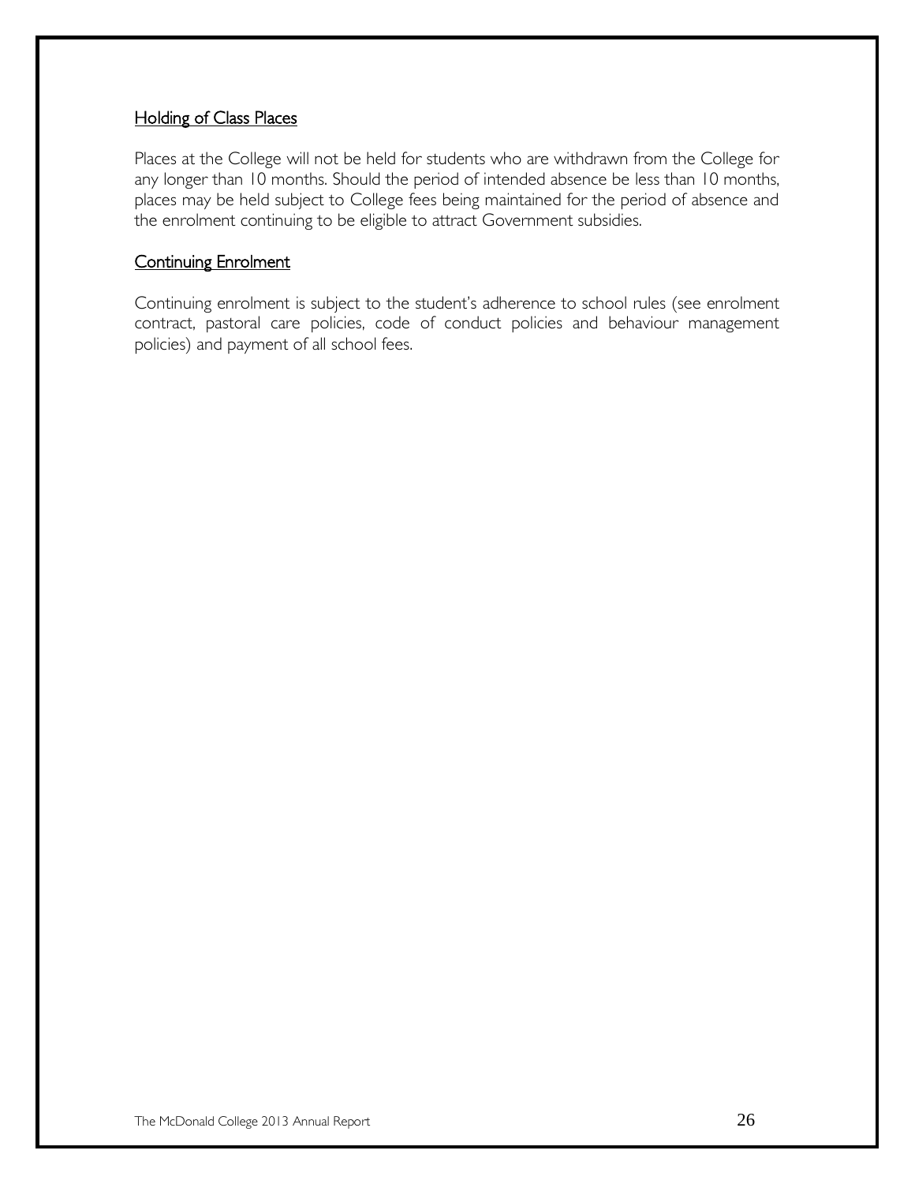## Holding of Class Places

Places at the College will not be held for students who are withdrawn from the College for any longer than 10 months. Should the period of intended absence be less than 10 months, places may be held subject to College fees being maintained for the period of absence and the enrolment continuing to be eligible to attract Government subsidies.

## Continuing Enrolment

Continuing enrolment is subject to the student's adherence to school rules (see enrolment contract, pastoral care policies, code of conduct policies and behaviour management policies) and payment of all school fees.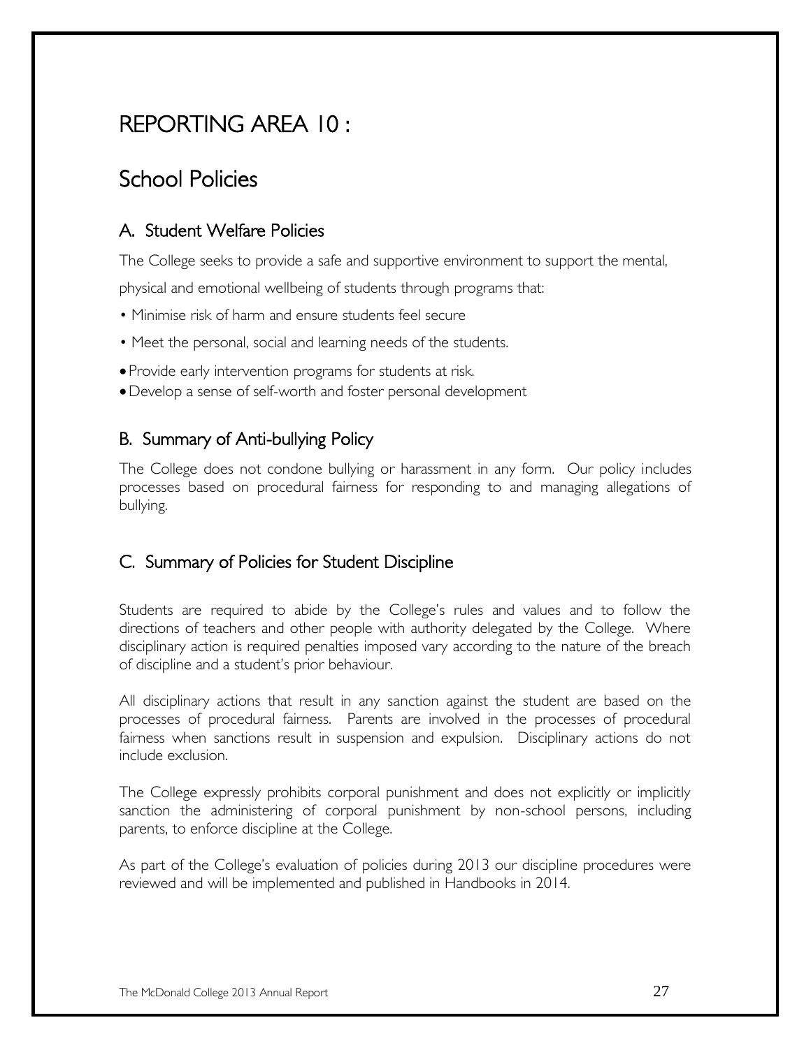# REPORTING AREA 10 :

## School Policies

### A. Student Welfare Policies

The College seeks to provide a safe and supportive environment to support the mental, physical and emotional wellbeing of students through programs that:

- Minimise risk of harm and ensure students feel secure
- Meet the personal, social and learning needs of the students.
- Provide early intervention programs for students at risk.
- Develop a sense of self-worth and foster personal development

### B. Summary of Anti-bullying Policy

The College does not condone bullying or harassment in any form. Our policy includes processes based on procedural fairness for responding to and managing allegations of bullying.

### C. Summary of Policies for Student Discipline

Students are required to abide by the College's rules and values and to follow the directions of teachers and other people with authority delegated by the College. Where disciplinary action is required penalties imposed vary according to the nature of the breach of discipline and a student's prior behaviour.

All disciplinary actions that result in any sanction against the student are based on the processes of procedural fairness. Parents are involved in the processes of procedural fairness when sanctions result in suspension and expulsion. Disciplinary actions do not include exclusion.

The College expressly prohibits corporal punishment and does not explicitly or implicitly sanction the administering of corporal punishment by non-school persons, including parents, to enforce discipline at the College.

As part of the College's evaluation of policies during 2013 our discipline procedures were reviewed and will be implemented and published in Handbooks in 2014.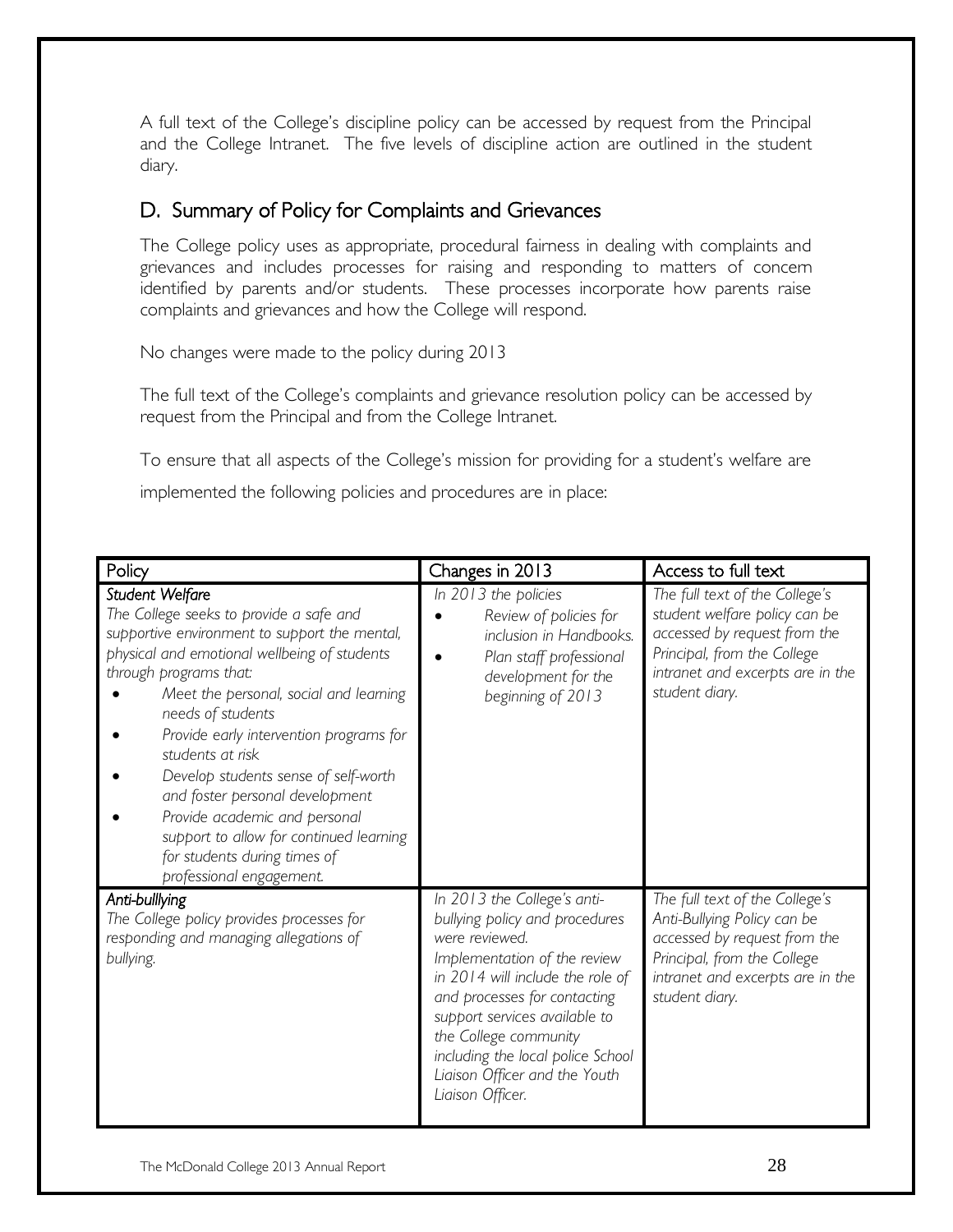A full text of the College's discipline policy can be accessed by request from the Principal and the College Intranet. The five levels of discipline action are outlined in the student diary.

## D. Summary of Policy for Complaints and Grievances

The College policy uses as appropriate, procedural fairness in dealing with complaints and grievances and includes processes for raising and responding to matters of concern identified by parents and/or students. These processes incorporate how parents raise complaints and grievances and how the College will respond.

No changes were made to the policy during 2013

The full text of the College's complaints and grievance resolution policy can be accessed by request from the Principal and from the College Intranet.

To ensure that all aspects of the College's mission for providing for a student's welfare are implemented the following policies and procedures are in place:

| Policy | Changes in 2013 | Access to full text |
|---|---|---|
| ***Student Welfare***<br>*The College seeks to provide a safe and supportive environment to support the mental, physical and emotional wellbeing of students through programs that:*<br>• *Meet the personal, social and learning needs of students*<br>• *Provide early intervention programs for students at risk*<br>• *Develop students sense of self-worth and foster personal development*<br>• *Provide academic and personal support to allow for continued learning for students during times of professional engagement.* | *In 2013 the policies*<br>• *Review of policies for inclusion in Handbooks.*<br>• *Plan staff professional development for the beginning of 2013* | *The full text of the College's student welfare policy can be accessed by request from the Principal, from the College intranet and excerpts are in the student diary.* |
| ***Anti-bulllying***<br>*The College policy provides processes for responding and managing allegations of bullying.* | *In 2013 the College's anti-bullying policy and procedures were reviewed.*<br>*Implementation of the review in 2014 will include the role of and processes for contacting support services available to the College community including the local police School Liaison Officer and the Youth Liaison Officer.* | *The full text of the College's Anti-Bullying Policy can be accessed by request from the Principal, from the College intranet and excerpts are in the student diary.* |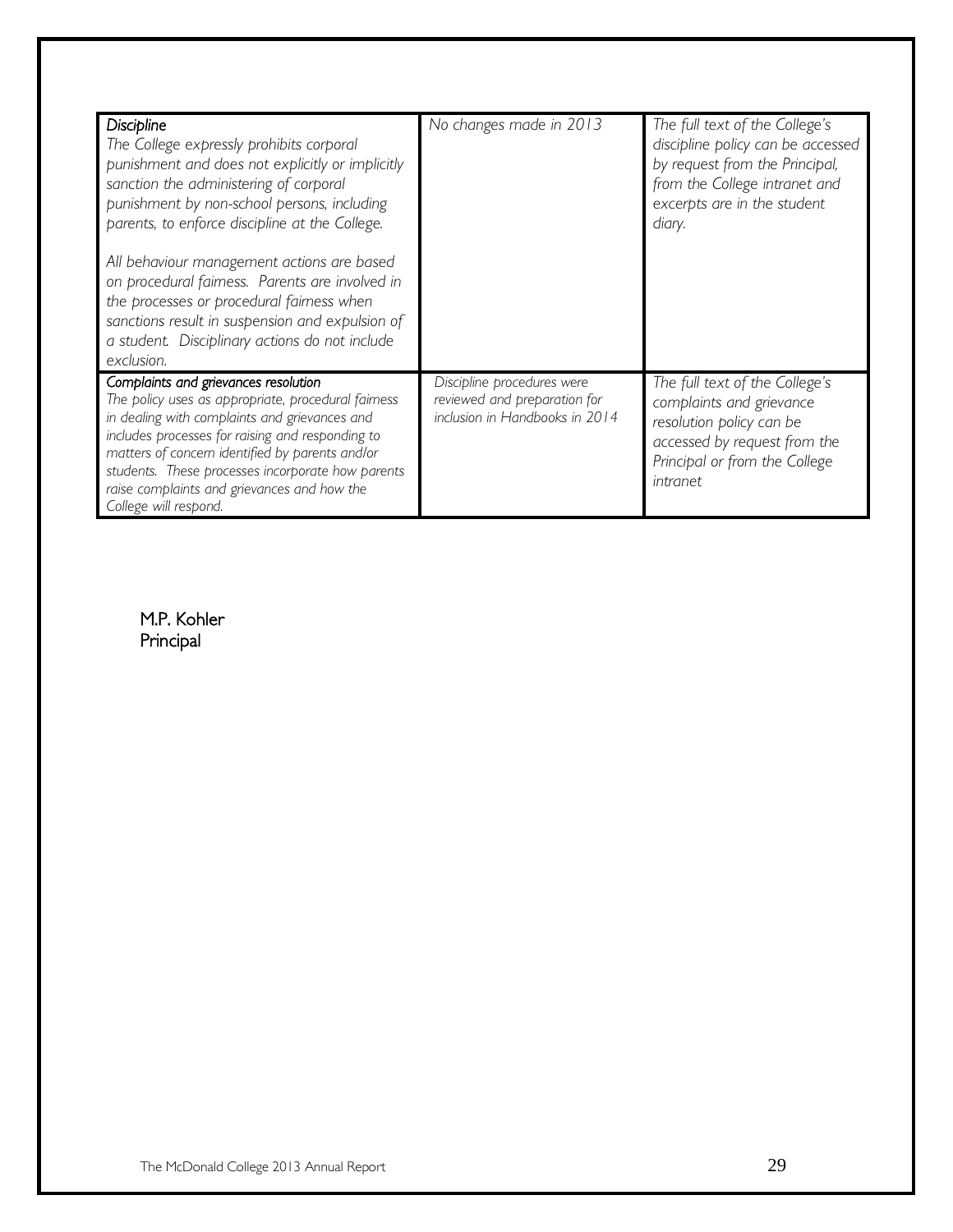| | | |
|---|---|---|
| *Discipline*<br>*The College expressly prohibits corporal punishment and does not explicitly or implicitly sanction the administering of corporal punishment by non-school persons, including parents, to enforce discipline at the College.*<br><br>*All behaviour management actions are based on procedural fairness. Parents are involved in the processes or procedural fairness when sanctions result in suspension and expulsion of a student. Disciplinary actions do not include exclusion.* | *No changes made in 2013* | *The full text of the College's discipline policy can be accessed by request from the Principal, from the College intranet and excerpts are in the student diary.* |
| *Complaints and grievances resolution*<br>*The policy uses as appropriate, procedural fairness in dealing with complaints and grievances and includes processes for raising and responding to matters of concern identified by parents and/or students. These processes incorporate how parents raise complaints and grievances and how the College will respond.* | *Discipline procedures were reviewed and preparation for inclusion in Handbooks in 2014* | *The full text of the College's complaints and grievance resolution policy can be accessed by request from the Principal or from the College intranet* |

M.P. Kohler
Principal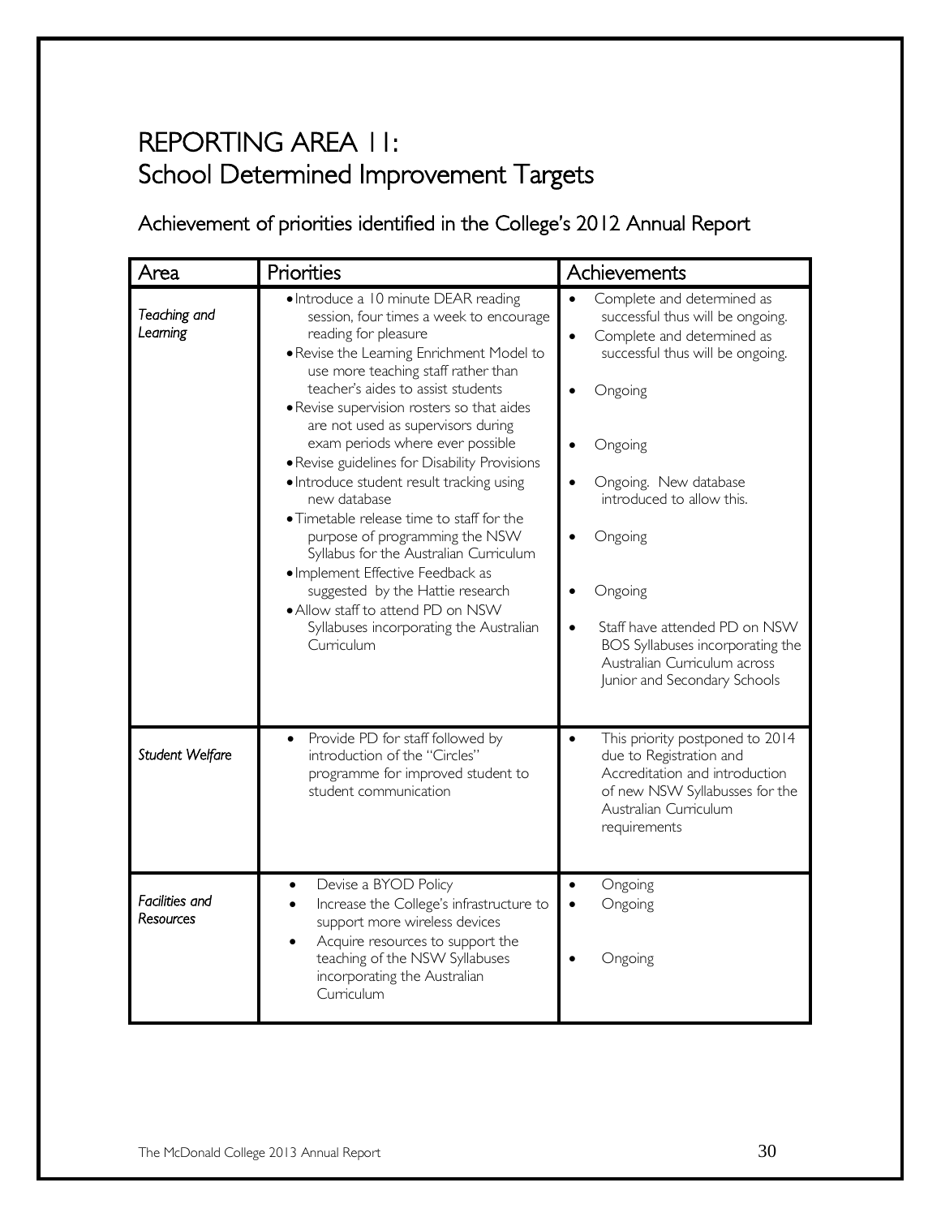# REPORTING AREA 11:
# School Determined Improvement Targets

## Achievement of priorities identified in the College's 2012 Annual Report

| Area | Priorities | Achievements |
|---|---|---|
| *Teaching and Learning* | • Introduce a 10 minute DEAR reading session, four times a week to encourage reading for pleasure<br>• Revise the Learning Enrichment Model to use more teaching staff rather than teacher's aides to assist students<br>• Revise supervision rosters so that aides are not used as supervisors during exam periods where ever possible<br>• Revise guidelines for Disability Provisions<br>• Introduce student result tracking using new database<br>• Timetable release time to staff for the purpose of programming the NSW Syllabus for the Australian Curriculum<br>• Implement Effective Feedback as suggested by the Hattie research<br>• Allow staff to attend PD on NSW Syllabuses incorporating the Australian Curriculum | • Complete and determined as successful thus will be ongoing.<br>• Complete and determined as successful thus will be ongoing.<br>• Ongoing<br>• Ongoing<br>• Ongoing. New database introduced to allow this.<br>• Ongoing<br>• Ongoing<br>• Staff have attended PD on NSW BOS Syllabuses incorporating the Australian Curriculum across Junior and Secondary Schools |
| *Student Welfare* | • Provide PD for staff followed by introduction of the "Circles" programme for improved student to student communication | • This priority postponed to 2014 due to Registration and Accreditation and introduction of new NSW Syllabusses for the Australian Curriculum requirements |
| *Facilities and Resources* | • Devise a BYOD Policy<br>• Increase the College's infrastructure to support more wireless devices<br>• Acquire resources to support the teaching of the NSW Syllabuses incorporating the Australian Curriculum | • Ongoing<br>• Ongoing<br>• Ongoing |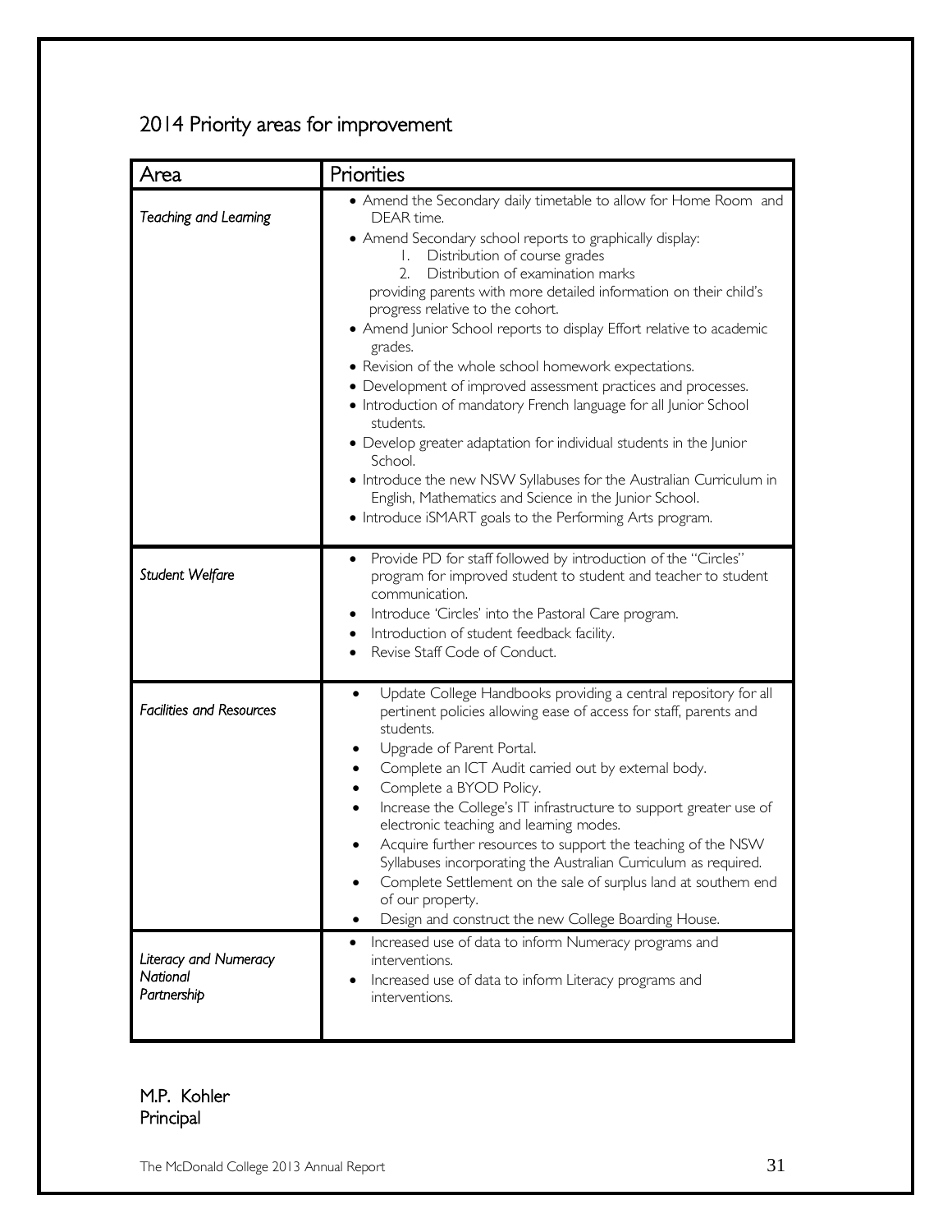## 2014 Priority areas for improvement

| Area | Priorities |
|---|---|
| *Teaching and Learning* | • Amend the Secondary daily timetable to allow for Home Room and DEAR time.<br>• Amend Secondary school reports to graphically display:<br>1. Distribution of course grades<br>2. Distribution of examination marks<br>providing parents with more detailed information on their child's progress relative to the cohort.<br>• Amend Junior School reports to display Effort relative to academic grades.<br>• Revision of the whole school homework expectations.<br>• Development of improved assessment practices and processes.<br>• Introduction of mandatory French language for all Junior School students.<br>• Develop greater adaptation for individual students in the Junior School.<br>• Introduce the new NSW Syllabuses for the Australian Curriculum in English, Mathematics and Science in the Junior School.<br>• Introduce iSMART goals to the Performing Arts program. |
| *Student Welfare* | • Provide PD for staff followed by introduction of the "Circles" program for improved student to student and teacher to student communication.<br>• Introduce 'Circles' into the Pastoral Care program.<br>• Introduction of student feedback facility.<br>• Revise Staff Code of Conduct. |
| *Facilities and Resources* | • Update College Handbooks providing a central repository for all pertinent policies allowing ease of access for staff, parents and students.<br>• Upgrade of Parent Portal.<br>• Complete an ICT Audit carried out by external body.<br>• Complete a BYOD Policy.<br>• Increase the College's IT infrastructure to support greater use of electronic teaching and learning modes.<br>• Acquire further resources to support the teaching of the NSW Syllabuses incorporating the Australian Curriculum as required.<br>• Complete Settlement on the sale of surplus land at southern end of our property.<br>• Design and construct the new College Boarding House. |
| *Literacy and Numeracy National Partnership* | • Increased use of data to inform Numeracy programs and interventions.<br>• Increased use of data to inform Literacy programs and interventions. |

M.P. Kohler
Principal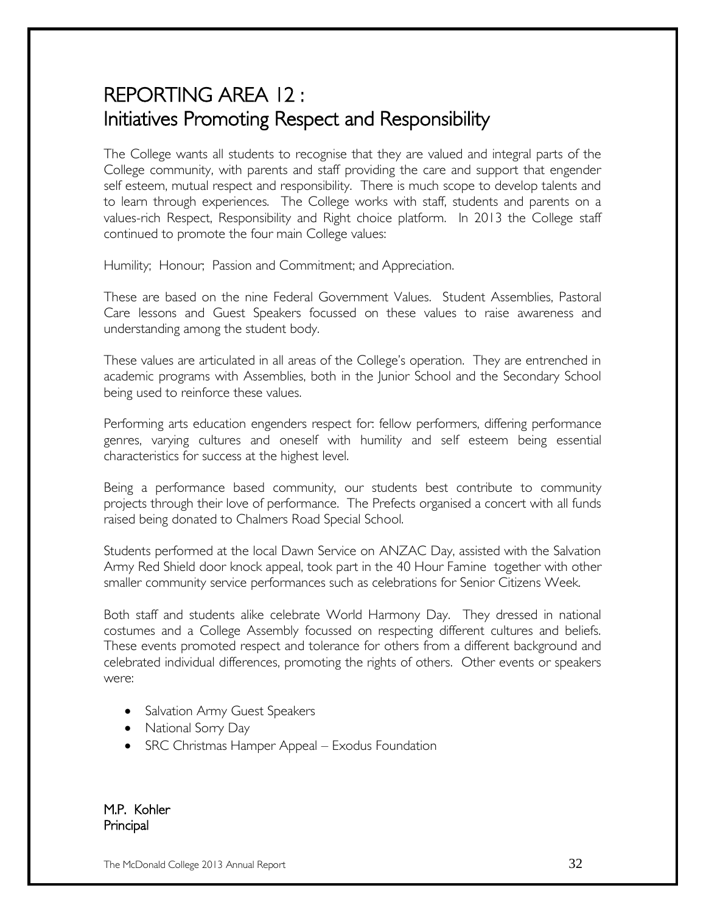# REPORTING AREA 12 :
# Initiatives Promoting Respect and Responsibility

The College wants all students to recognise that they are valued and integral parts of the College community, with parents and staff providing the care and support that engender self esteem, mutual respect and responsibility. There is much scope to develop talents and to learn through experiences. The College works with staff, students and parents on a values-rich Respect, Responsibility and Right choice platform. In 2013 the College staff continued to promote the four main College values:

Humility; Honour; Passion and Commitment; and Appreciation.

These are based on the nine Federal Government Values. Student Assemblies, Pastoral Care lessons and Guest Speakers focussed on these values to raise awareness and understanding among the student body.

These values are articulated in all areas of the College's operation. They are entrenched in academic programs with Assemblies, both in the Junior School and the Secondary School being used to reinforce these values.

Performing arts education engenders respect for: fellow performers, differing performance genres, varying cultures and oneself with humility and self esteem being essential characteristics for success at the highest level.

Being a performance based community, our students best contribute to community projects through their love of performance. The Prefects organised a concert with all funds raised being donated to Chalmers Road Special School.

Students performed at the local Dawn Service on ANZAC Day, assisted with the Salvation Army Red Shield door knock appeal, took part in the 40 Hour Famine together with other smaller community service performances such as celebrations for Senior Citizens Week.

Both staff and students alike celebrate World Harmony Day. They dressed in national costumes and a College Assembly focussed on respecting different cultures and beliefs. These events promoted respect and tolerance for others from a different background and celebrated individual differences, promoting the rights of others. Other events or speakers were:

- Salvation Army Guest Speakers
- National Sorry Day
- SRC Christmas Hamper Appeal – Exodus Foundation

M.P. Kohler
Principal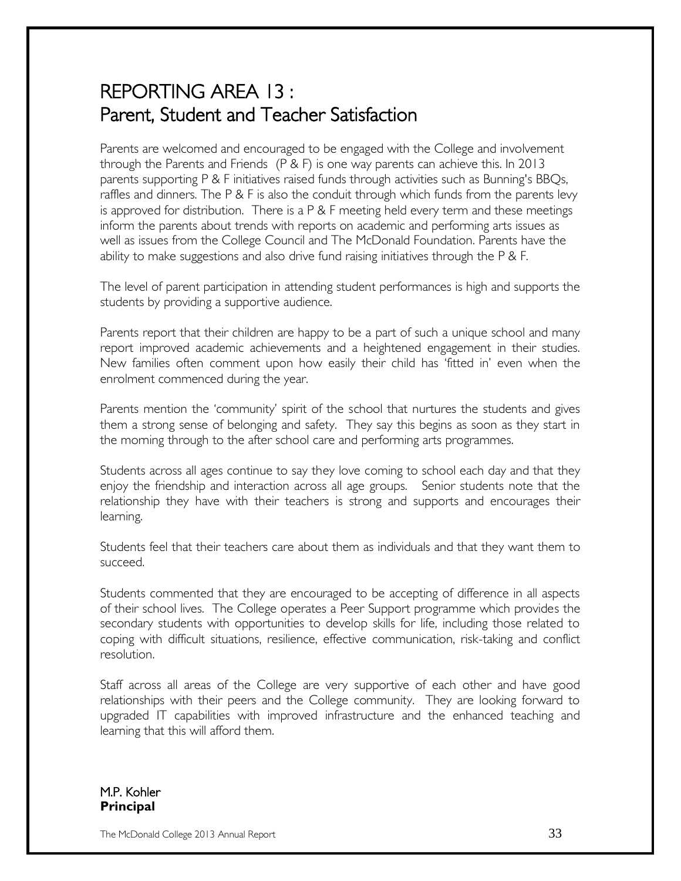# REPORTING AREA 13 :
# Parent, Student and Teacher Satisfaction

Parents are welcomed and encouraged to be engaged with the College and involvement through the Parents and Friends (P & F) is one way parents can achieve this. In 2013 parents supporting P & F initiatives raised funds through activities such as Bunning's BBQs, raffles and dinners. The P & F is also the conduit through which funds from the parents levy is approved for distribution. There is a P & F meeting held every term and these meetings inform the parents about trends with reports on academic and performing arts issues as well as issues from the College Council and The McDonald Foundation. Parents have the ability to make suggestions and also drive fund raising initiatives through the P & F.

The level of parent participation in attending student performances is high and supports the students by providing a supportive audience.

Parents report that their children are happy to be a part of such a unique school and many report improved academic achievements and a heightened engagement in their studies. New families often comment upon how easily their child has 'fitted in' even when the enrolment commenced during the year.

Parents mention the 'community' spirit of the school that nurtures the students and gives them a strong sense of belonging and safety. They say this begins as soon as they start in the morning through to the after school care and performing arts programmes.

Students across all ages continue to say they love coming to school each day and that they enjoy the friendship and interaction across all age groups. Senior students note that the relationship they have with their teachers is strong and supports and encourages their learning.

Students feel that their teachers care about them as individuals and that they want them to succeed.

Students commented that they are encouraged to be accepting of difference in all aspects of their school lives. The College operates a Peer Support programme which provides the secondary students with opportunities to develop skills for life, including those related to coping with difficult situations, resilience, effective communication, risk-taking and conflict resolution.

Staff across all areas of the College are very supportive of each other and have good relationships with their peers and the College community. They are looking forward to upgraded IT capabilities with improved infrastructure and the enhanced teaching and learning that this will afford them.

M.P. Kohler
**Principal**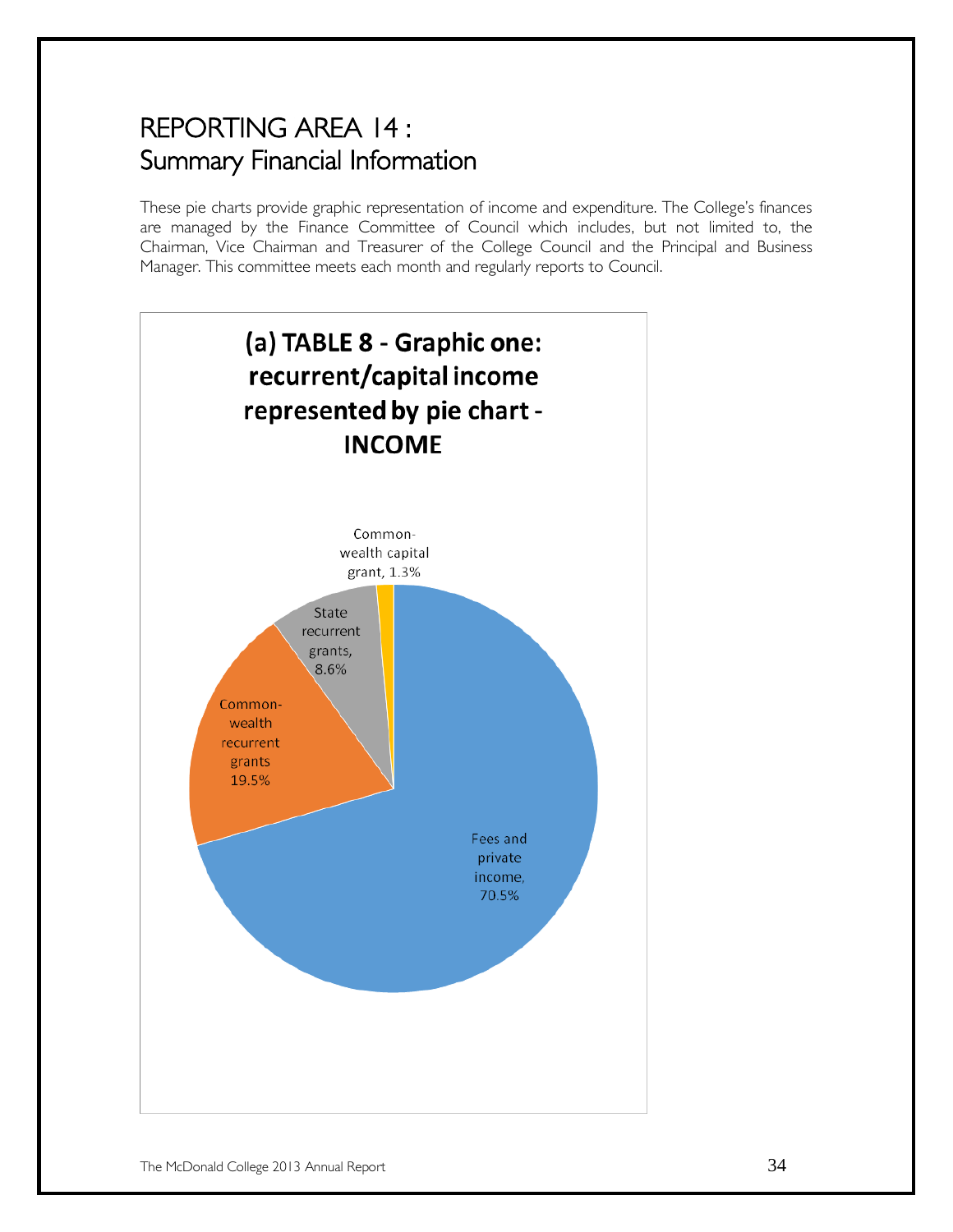# REPORTING AREA 14 : Summary Financial Information

These pie charts provide graphic representation of income and expenditure. The College's finances are managed by the Finance Committee of Council which includes, but not limited to, the Chairman, Vice Chairman and Treasurer of the College Council and the Principal and Business Manager. This committee meets each month and regularly reports to Council.

**(a) TABLE 8 - Graphic one: recurrent/capital income represented by pie chart - INCOME**

Common-wealth capital grant, 1.3%

State recurrent grants, 8.6%

Common-wealth recurrent grants 19.5%

Fees and private income, 70.5%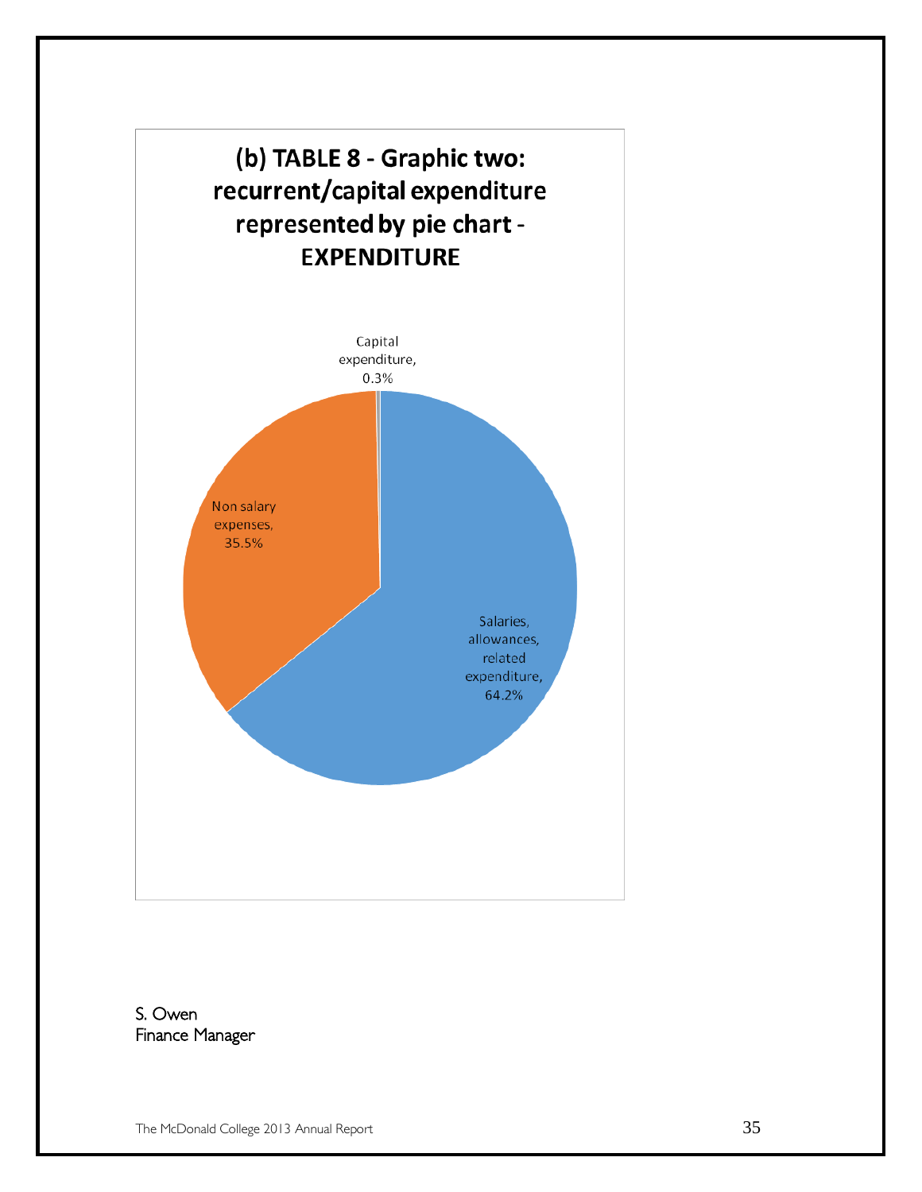**(b) TABLE 8 - Graphic two: recurrent/capital expenditure represented by pie chart - EXPENDITURE**

Capital expenditure, 0.3%

Non salary expenses, 35.5%

Salaries, allowances, related expenditure, 64.2%

S. Owen
Finance Manager